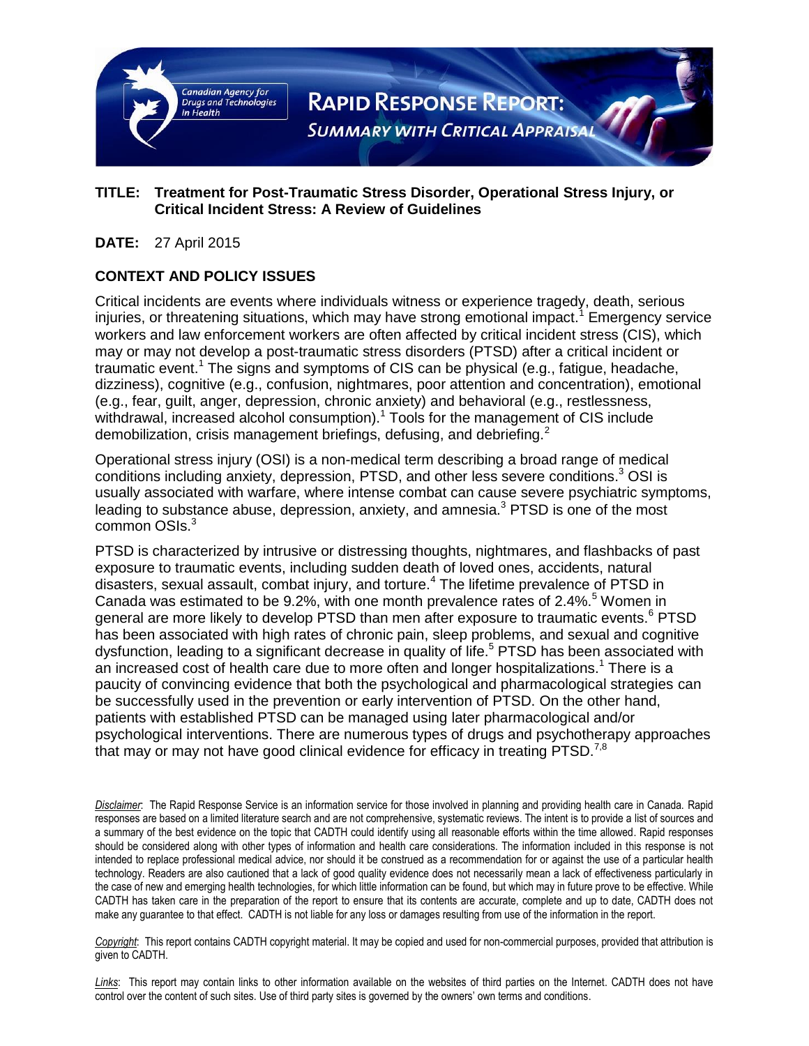Canadian Agency for Drugs and Technologies in Health

# RAPID RESPONSE REPORT: SUMMARY WITH CRITICAL APPRAISAL

**TITLE: Treatment for Post-Traumatic Stress Disorder, Operational Stress Injury, or Critical Incident Stress: A Review of Guidelines**

**DATE:** 27 April 2015

## CONTEXT AND POLICY ISSUES

Critical incidents are events where individuals witness or experience tragedy, death, serious injuries, or threatening situations, which may have strong emotional impact.[1] Emergency service workers and law enforcement workers are often affected by critical incident stress (CIS), which may or may not develop a post-traumatic stress disorders (PTSD) after a critical incident or traumatic event.[1] The signs and symptoms of CIS can be physical (e.g., fatigue, headache, dizziness), cognitive (e.g., confusion, nightmares, poor attention and concentration), emotional (e.g., fear, guilt, anger, depression, chronic anxiety) and behavioral (e.g., restlessness, withdrawal, increased alcohol consumption).[1] Tools for the management of CIS include demobilization, crisis management briefings, defusing, and debriefing.[2]

Operational stress injury (OSI) is a non-medical term describing a broad range of medical conditions including anxiety, depression, PTSD, and other less severe conditions.[3] OSI is usually associated with warfare, where intense combat can cause severe psychiatric symptoms, leading to substance abuse, depression, anxiety, and amnesia.[3] PTSD is one of the most common OSIs.[3]

PTSD is characterized by intrusive or distressing thoughts, nightmares, and flashbacks of past exposure to traumatic events, including sudden death of loved ones, accidents, natural disasters, sexual assault, combat injury, and torture.[4] The lifetime prevalence of PTSD in Canada was estimated to be 9.2%, with one month prevalence rates of 2.4%.[5] Women in general are more likely to develop PTSD than men after exposure to traumatic events.[6] PTSD has been associated with high rates of chronic pain, sleep problems, and sexual and cognitive dysfunction, leading to a significant decrease in quality of life.[5] PTSD has been associated with an increased cost of health care due to more often and longer hospitalizations.[1] There is a paucity of convincing evidence that both the psychological and pharmacological strategies can be successfully used in the prevention or early intervention of PTSD. On the other hand, patients with established PTSD can be managed using later pharmacological and/or psychological interventions. There are numerous types of drugs and psychotherapy approaches that may or may not have good clinical evidence for efficacy in treating PTSD.[7,8]

*Disclaimer*: The Rapid Response Service is an information service for those involved in planning and providing health care in Canada. Rapid responses are based on a limited literature search and are not comprehensive, systematic reviews. The intent is to provide a list of sources and a summary of the best evidence on the topic that CADTH could identify using all reasonable efforts within the time allowed. Rapid responses should be considered along with other types of information and health care considerations. The information included in this response is not intended to replace professional medical advice, nor should it be construed as a recommendation for or against the use of a particular health technology. Readers are also cautioned that a lack of good quality evidence does not necessarily mean a lack of effectiveness particularly in the case of new and emerging health technologies, for which little information can be found, but which may in future prove to be effective. While CADTH has taken care in the preparation of the report to ensure that its contents are accurate, complete and up to date, CADTH does not make any guarantee to that effect. CADTH is not liable for any loss or damages resulting from use of the information in the report.

*Copyright*: This report contains CADTH copyright material. It may be copied and used for non-commercial purposes, provided that attribution is given to CADTH.

*Links*: This report may contain links to other information available on the websites of third parties on the Internet. CADTH does not have control over the content of such sites. Use of third party sites is governed by the owners' own terms and conditions.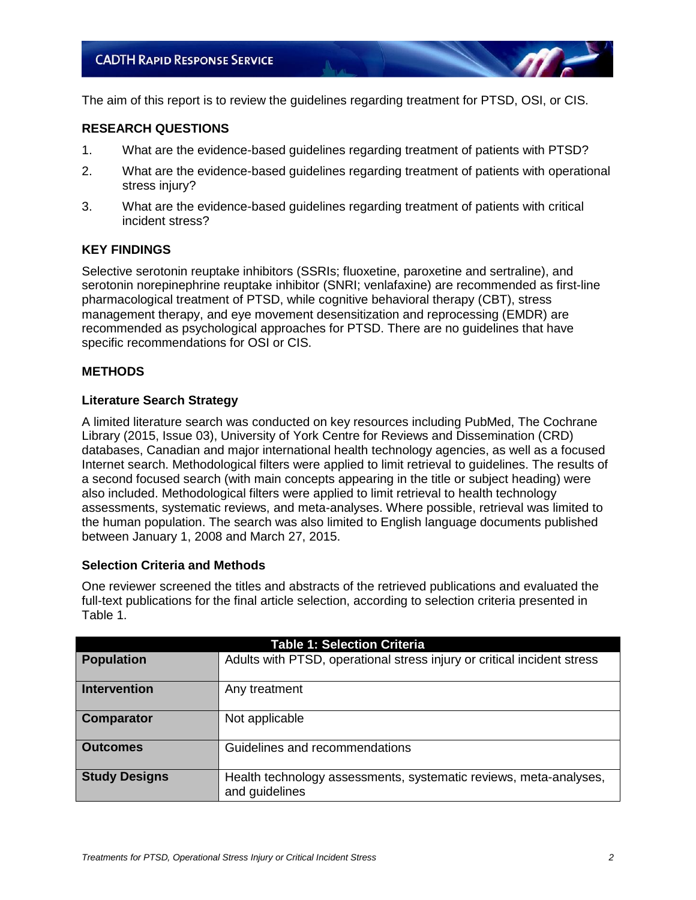The aim of this report is to review the guidelines regarding treatment for PTSD, OSI, or CIS.

## RESEARCH QUESTIONS

1. What are the evidence-based guidelines regarding treatment of patients with PTSD?
2. What are the evidence-based guidelines regarding treatment of patients with operational stress injury?
3. What are the evidence-based guidelines regarding treatment of patients with critical incident stress?

## KEY FINDINGS

Selective serotonin reuptake inhibitors (SSRIs; fluoxetine, paroxetine and sertraline), and serotonin norepinephrine reuptake inhibitor (SNRI; venlafaxine) are recommended as first-line pharmacological treatment of PTSD, while cognitive behavioral therapy (CBT), stress management therapy, and eye movement desensitization and reprocessing (EMDR) are recommended as psychological approaches for PTSD. There are no guidelines that have specific recommendations for OSI or CIS.

## METHODS

### Literature Search Strategy

A limited literature search was conducted on key resources including PubMed, The Cochrane Library (2015, Issue 03), University of York Centre for Reviews and Dissemination (CRD) databases, Canadian and major international health technology agencies, as well as a focused Internet search. Methodological filters were applied to limit retrieval to guidelines. The results of a second focused search (with main concepts appearing in the title or subject heading) were also included. Methodological filters were applied to limit retrieval to health technology assessments, systematic reviews, and meta-analyses. Where possible, retrieval was limited to the human population. The search was also limited to English language documents published between January 1, 2008 and March 27, 2015.

### Selection Criteria and Methods

One reviewer screened the titles and abstracts of the retrieved publications and evaluated the full-text publications for the final article selection, according to selection criteria presented in Table 1.

| Table 1: Selection Criteria | |
|---|---|
| **Population** | Adults with PTSD, operational stress injury or critical incident stress |
| **Intervention** | Any treatment |
| **Comparator** | Not applicable |
| **Outcomes** | Guidelines and recommendations |
| **Study Designs** | Health technology assessments, systematic reviews, meta-analyses, and guidelines |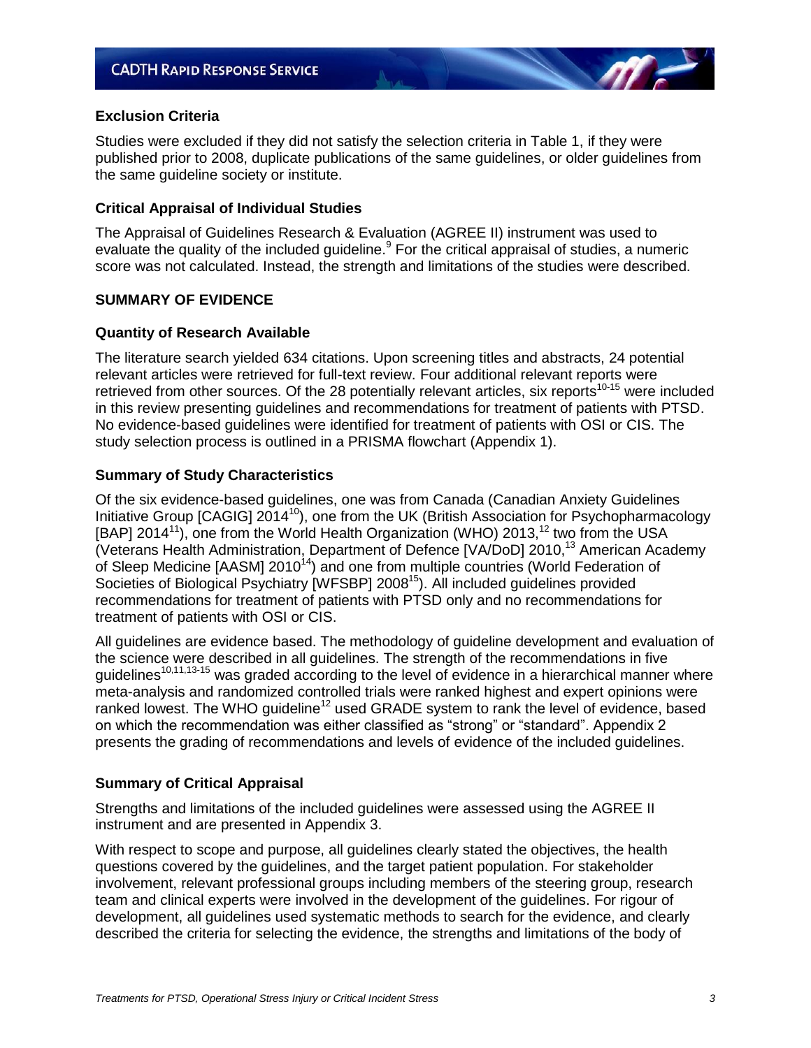### Exclusion Criteria

Studies were excluded if they did not satisfy the selection criteria in Table 1, if they were published prior to 2008, duplicate publications of the same guidelines, or older guidelines from the same guideline society or institute.

### Critical Appraisal of Individual Studies

The Appraisal of Guidelines Research & Evaluation (AGREE II) instrument was used to evaluate the quality of the included guideline.[9] For the critical appraisal of studies, a numeric score was not calculated. Instead, the strength and limitations of the studies were described.

## SUMMARY OF EVIDENCE

### Quantity of Research Available

The literature search yielded 634 citations. Upon screening titles and abstracts, 24 potential relevant articles were retrieved for full-text review. Four additional relevant reports were retrieved from other sources. Of the 28 potentially relevant articles, six reports[10-15] were included in this review presenting guidelines and recommendations for treatment of patients with PTSD. No evidence-based guidelines were identified for treatment of patients with OSI or CIS. The study selection process is outlined in a PRISMA flowchart (Appendix 1).

### Summary of Study Characteristics

Of the six evidence-based guidelines, one was from Canada (Canadian Anxiety Guidelines Initiative Group [CAGIG] 2014[10]), one from the UK (British Association for Psychopharmacology [BAP] 2014[11]), one from the World Health Organization (WHO) 2013,[12] two from the USA (Veterans Health Administration, Department of Defence [VA/DoD] 2010,[13] American Academy of Sleep Medicine [AASM] 2010[14]) and one from multiple countries (World Federation of Societies of Biological Psychiatry [WFSBP] 2008[15]). All included guidelines provided recommendations for treatment of patients with PTSD only and no recommendations for treatment of patients with OSI or CIS.

All guidelines are evidence based. The methodology of guideline development and evaluation of the science were described in all guidelines. The strength of the recommendations in five guidelines[10,11,13-15] was graded according to the level of evidence in a hierarchical manner where meta-analysis and randomized controlled trials were ranked highest and expert opinions were ranked lowest. The WHO guideline[12] used GRADE system to rank the level of evidence, based on which the recommendation was either classified as "strong" or "standard". Appendix 2 presents the grading of recommendations and levels of evidence of the included guidelines.

### Summary of Critical Appraisal

Strengths and limitations of the included guidelines were assessed using the AGREE II instrument and are presented in Appendix 3.

With respect to scope and purpose, all guidelines clearly stated the objectives, the health questions covered by the guidelines, and the target patient population. For stakeholder involvement, relevant professional groups including members of the steering group, research team and clinical experts were involved in the development of the guidelines. For rigour of development, all guidelines used systematic methods to search for the evidence, and clearly described the criteria for selecting the evidence, the strengths and limitations of the body of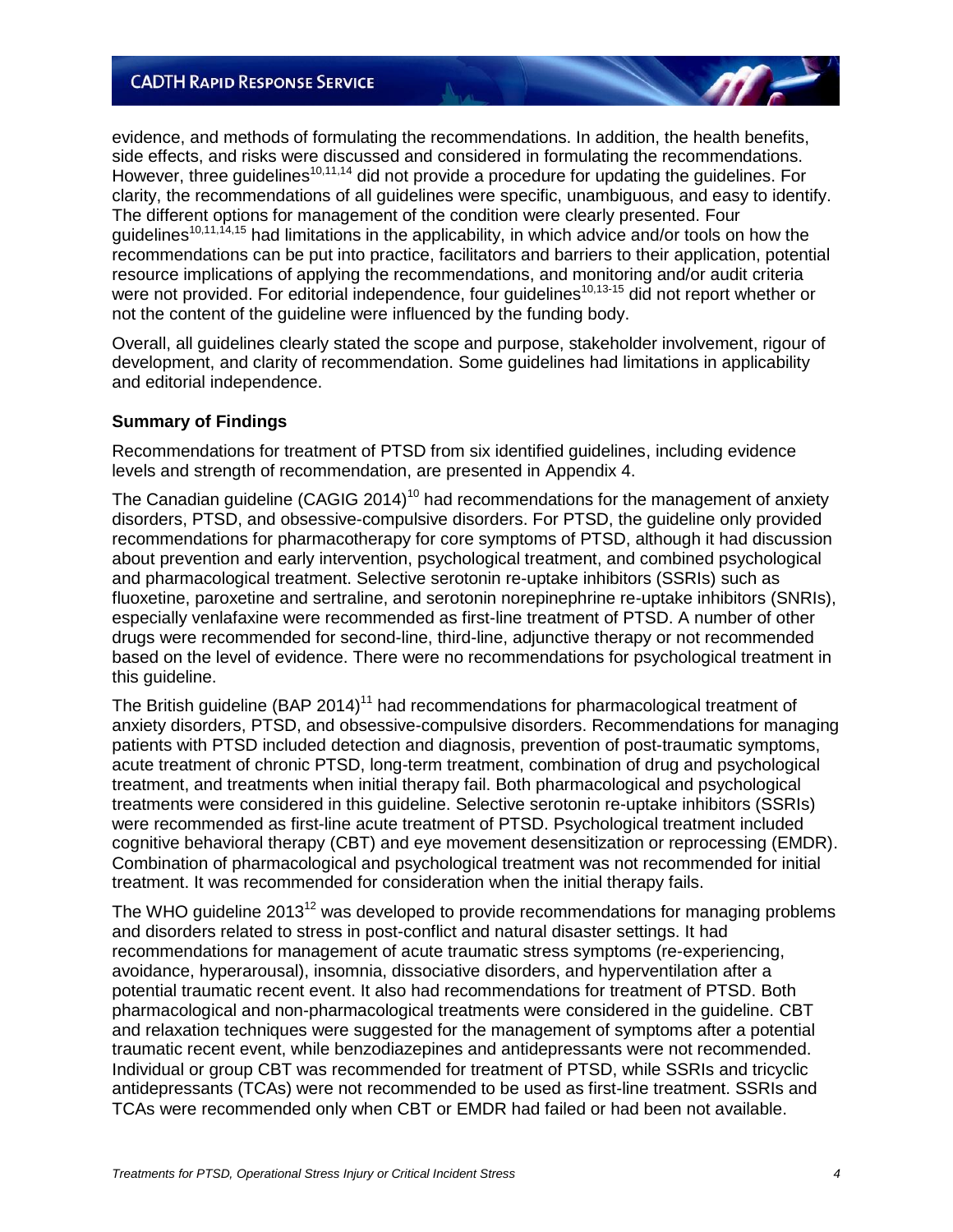evidence, and methods of formulating the recommendations. In addition, the health benefits, side effects, and risks were discussed and considered in formulating the recommendations. However, three guidelines[10,11,14] did not provide a procedure for updating the guidelines. For clarity, the recommendations of all guidelines were specific, unambiguous, and easy to identify. The different options for management of the condition were clearly presented. Four guidelines[10,11,14,15] had limitations in the applicability, in which advice and/or tools on how the recommendations can be put into practice, facilitators and barriers to their application, potential resource implications of applying the recommendations, and monitoring and/or audit criteria were not provided. For editorial independence, four guidelines[10,13-15] did not report whether or not the content of the guideline were influenced by the funding body.

Overall, all guidelines clearly stated the scope and purpose, stakeholder involvement, rigour of development, and clarity of recommendation. Some guidelines had limitations in applicability and editorial independence.

### Summary of Findings

Recommendations for treatment of PTSD from six identified guidelines, including evidence levels and strength of recommendation, are presented in Appendix 4.

The Canadian guideline (CAGIG 2014)[10] had recommendations for the management of anxiety disorders, PTSD, and obsessive-compulsive disorders. For PTSD, the guideline only provided recommendations for pharmacotherapy for core symptoms of PTSD, although it had discussion about prevention and early intervention, psychological treatment, and combined psychological and pharmacological treatment. Selective serotonin re-uptake inhibitors (SSRIs) such as fluoxetine, paroxetine and sertraline, and serotonin norepinephrine re-uptake inhibitors (SNRIs), especially venlafaxine were recommended as first-line treatment of PTSD. A number of other drugs were recommended for second-line, third-line, adjunctive therapy or not recommended based on the level of evidence. There were no recommendations for psychological treatment in this guideline.

The British guideline (BAP 2014)[11] had recommendations for pharmacological treatment of anxiety disorders, PTSD, and obsessive-compulsive disorders. Recommendations for managing patients with PTSD included detection and diagnosis, prevention of post-traumatic symptoms, acute treatment of chronic PTSD, long-term treatment, combination of drug and psychological treatment, and treatments when initial therapy fail. Both pharmacological and psychological treatments were considered in this guideline. Selective serotonin re-uptake inhibitors (SSRIs) were recommended as first-line acute treatment of PTSD. Psychological treatment included cognitive behavioral therapy (CBT) and eye movement desensitization or reprocessing (EMDR). Combination of pharmacological and psychological treatment was not recommended for initial treatment. It was recommended for consideration when the initial therapy fails.

The WHO guideline 2013[12] was developed to provide recommendations for managing problems and disorders related to stress in post-conflict and natural disaster settings. It had recommendations for management of acute traumatic stress symptoms (re-experiencing, avoidance, hyperarousal), insomnia, dissociative disorders, and hyperventilation after a potential traumatic recent event. It also had recommendations for treatment of PTSD. Both pharmacological and non-pharmacological treatments were considered in the guideline. CBT and relaxation techniques were suggested for the management of symptoms after a potential traumatic recent event, while benzodiazepines and antidepressants were not recommended. Individual or group CBT was recommended for treatment of PTSD, while SSRIs and tricyclic antidepressants (TCAs) were not recommended to be used as first-line treatment. SSRIs and TCAs were recommended only when CBT or EMDR had failed or had been not available.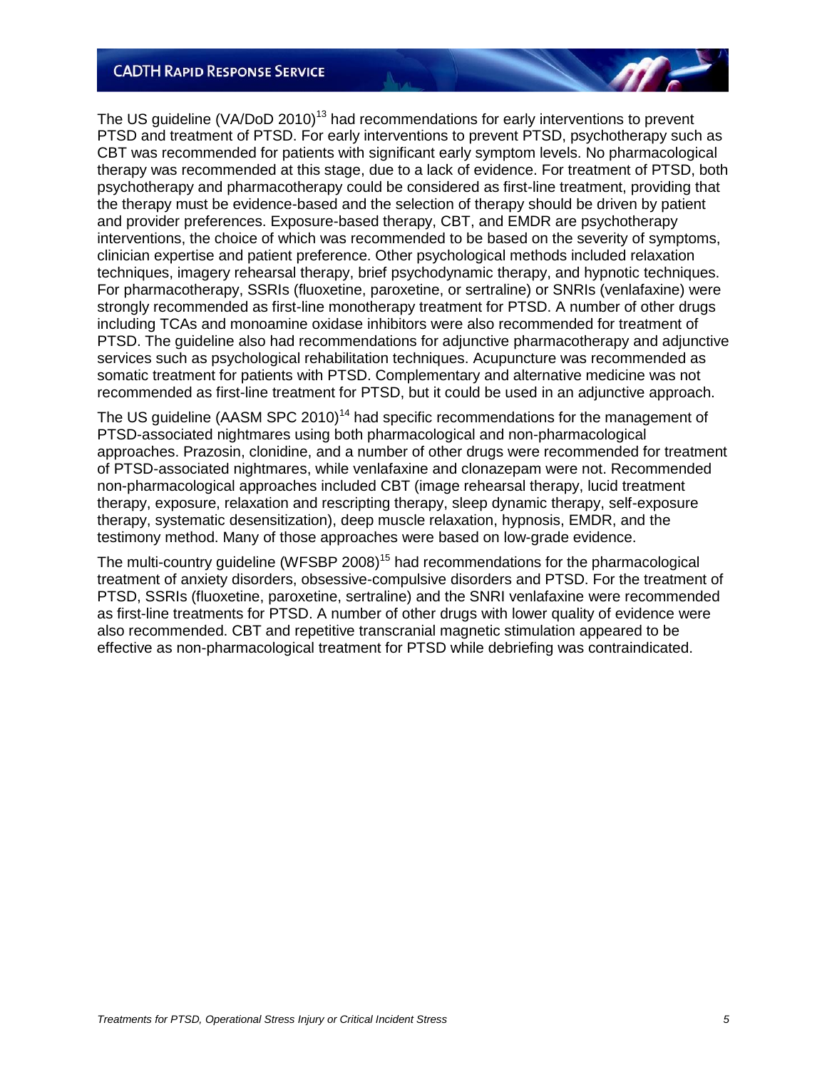The US guideline (VA/DoD 2010)[13] had recommendations for early interventions to prevent PTSD and treatment of PTSD. For early interventions to prevent PTSD, psychotherapy such as CBT was recommended for patients with significant early symptom levels. No pharmacological therapy was recommended at this stage, due to a lack of evidence. For treatment of PTSD, both psychotherapy and pharmacotherapy could be considered as first-line treatment, providing that the therapy must be evidence-based and the selection of therapy should be driven by patient and provider preferences. Exposure-based therapy, CBT, and EMDR are psychotherapy interventions, the choice of which was recommended to be based on the severity of symptoms, clinician expertise and patient preference. Other psychological methods included relaxation techniques, imagery rehearsal therapy, brief psychodynamic therapy, and hypnotic techniques. For pharmacotherapy, SSRIs (fluoxetine, paroxetine, or sertraline) or SNRIs (venlafaxine) were strongly recommended as first-line monotherapy treatment for PTSD. A number of other drugs including TCAs and monoamine oxidase inhibitors were also recommended for treatment of PTSD. The guideline also had recommendations for adjunctive pharmacotherapy and adjunctive services such as psychological rehabilitation techniques. Acupuncture was recommended as somatic treatment for patients with PTSD. Complementary and alternative medicine was not recommended as first-line treatment for PTSD, but it could be used in an adjunctive approach.

The US guideline (AASM SPC 2010)[14] had specific recommendations for the management of PTSD-associated nightmares using both pharmacological and non-pharmacological approaches. Prazosin, clonidine, and a number of other drugs were recommended for treatment of PTSD-associated nightmares, while venlafaxine and clonazepam were not. Recommended non-pharmacological approaches included CBT (image rehearsal therapy, lucid treatment therapy, exposure, relaxation and rescripting therapy, sleep dynamic therapy, self-exposure therapy, systematic desensitization), deep muscle relaxation, hypnosis, EMDR, and the testimony method. Many of those approaches were based on low-grade evidence.

The multi-country guideline (WFSBP 2008)[15] had recommendations for the pharmacological treatment of anxiety disorders, obsessive-compulsive disorders and PTSD. For the treatment of PTSD, SSRIs (fluoxetine, paroxetine, sertraline) and the SNRI venlafaxine were recommended as first-line treatments for PTSD. A number of other drugs with lower quality of evidence were also recommended. CBT and repetitive transcranial magnetic stimulation appeared to be effective as non-pharmacological treatment for PTSD while debriefing was contraindicated.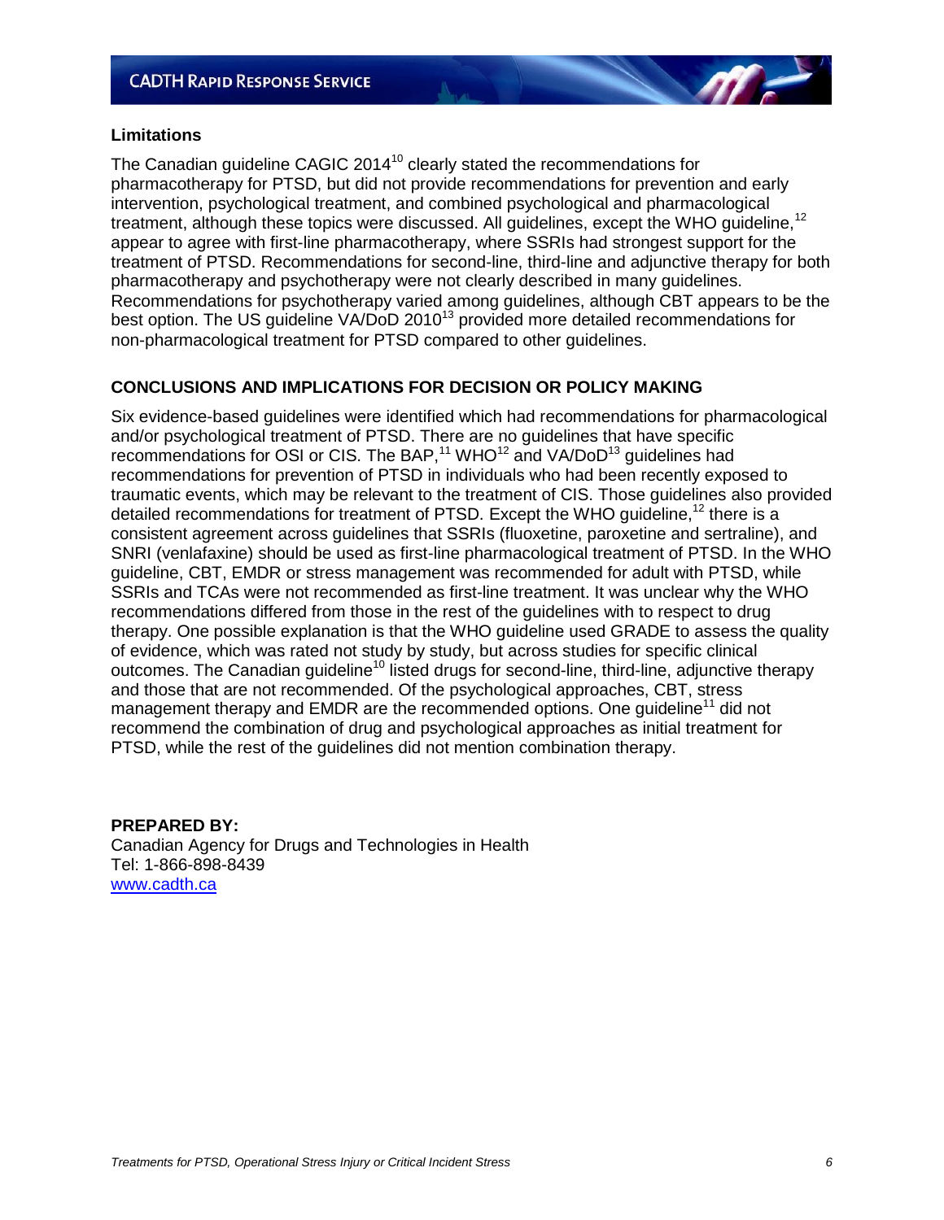### Limitations

The Canadian guideline CAGIC 2014[10] clearly stated the recommendations for pharmacotherapy for PTSD, but did not provide recommendations for prevention and early intervention, psychological treatment, and combined psychological and pharmacological treatment, although these topics were discussed. All guidelines, except the WHO guideline,[12] appear to agree with first-line pharmacotherapy, where SSRIs had strongest support for the treatment of PTSD. Recommendations for second-line, third-line and adjunctive therapy for both pharmacotherapy and psychotherapy were not clearly described in many guidelines. Recommendations for psychotherapy varied among guidelines, although CBT appears to be the best option. The US guideline VA/DoD 2010[13] provided more detailed recommendations for non-pharmacological treatment for PTSD compared to other guidelines.

## CONCLUSIONS AND IMPLICATIONS FOR DECISION OR POLICY MAKING

Six evidence-based guidelines were identified which had recommendations for pharmacological and/or psychological treatment of PTSD. There are no guidelines that have specific recommendations for OSI or CIS. The BAP,[11] WHO[12] and VA/DoD[13] guidelines had recommendations for prevention of PTSD in individuals who had been recently exposed to traumatic events, which may be relevant to the treatment of CIS. Those guidelines also provided detailed recommendations for treatment of PTSD. Except the WHO guideline,[12] there is a consistent agreement across guidelines that SSRIs (fluoxetine, paroxetine and sertraline), and SNRI (venlafaxine) should be used as first-line pharmacological treatment of PTSD. In the WHO guideline, CBT, EMDR or stress management was recommended for adult with PTSD, while SSRIs and TCAs were not recommended as first-line treatment. It was unclear why the WHO recommendations differed from those in the rest of the guidelines with to respect to drug therapy. One possible explanation is that the WHO guideline used GRADE to assess the quality of evidence, which was rated not study by study, but across studies for specific clinical outcomes. The Canadian guideline[10] listed drugs for second-line, third-line, adjunctive therapy and those that are not recommended. Of the psychological approaches, CBT, stress management therapy and EMDR are the recommended options. One guideline[11] did not recommend the combination of drug and psychological approaches as initial treatment for PTSD, while the rest of the guidelines did not mention combination therapy.

**PREPARED BY:**
Canadian Agency for Drugs and Technologies in Health
Tel: 1-866-898-8439
[www.cadth.ca](http://www.cadth.ca)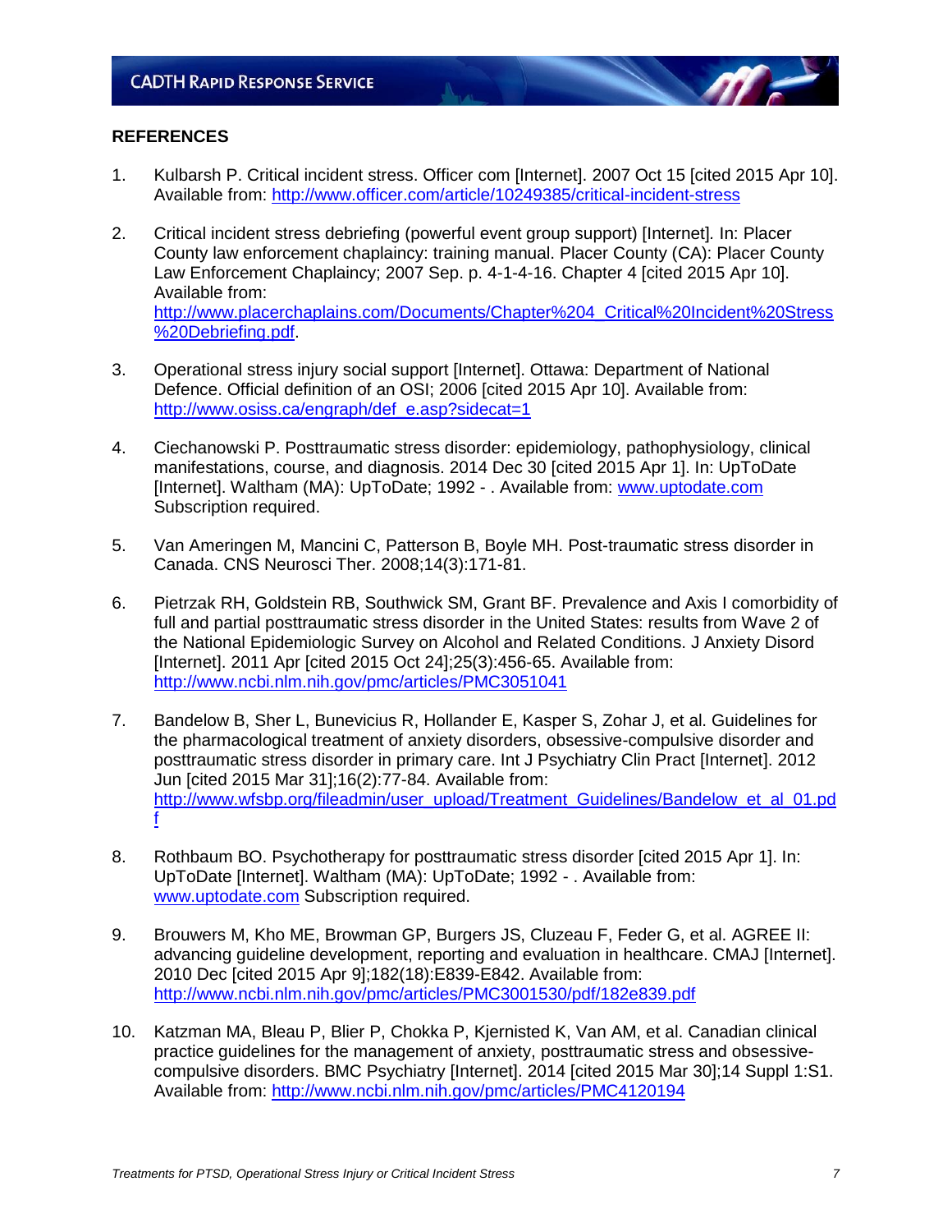## REFERENCES

1. Kulbarsh P. Critical incident stress. Officer com [Internet]. 2007 Oct 15 [cited 2015 Apr 10]. Available from: http://www.officer.com/article/10249385/critical-incident-stress

2. Critical incident stress debriefing (powerful event group support) [Internet]. In: Placer County law enforcement chaplaincy: training manual. Placer County (CA): Placer County Law Enforcement Chaplaincy; 2007 Sep. p. 4-1-4-16. Chapter 4 [cited 2015 Apr 10]. Available from: http://www.placerchaplains.com/Documents/Chapter%204_Critical%20Incident%20Stress%20Debriefing.pdf.

3. Operational stress injury social support [Internet]. Ottawa: Department of National Defence. Official definition of an OSI; 2006 [cited 2015 Apr 10]. Available from: http://www.osiss.ca/engraph/def_e.asp?sidecat=1

4. Ciechanowski P. Posttraumatic stress disorder: epidemiology, pathophysiology, clinical manifestations, course, and diagnosis. 2014 Dec 30 [cited 2015 Apr 1]. In: UpToDate [Internet]. Waltham (MA): UpToDate; 1992 - . Available from: www.uptodate.com Subscription required.

5. Van Ameringen M, Mancini C, Patterson B, Boyle MH. Post-traumatic stress disorder in Canada. CNS Neurosci Ther. 2008;14(3):171-81.

6. Pietrzak RH, Goldstein RB, Southwick SM, Grant BF. Prevalence and Axis I comorbidity of full and partial posttraumatic stress disorder in the United States: results from Wave 2 of the National Epidemiologic Survey on Alcohol and Related Conditions. J Anxiety Disord [Internet]. 2011 Apr [cited 2015 Oct 24];25(3):456-65. Available from: http://www.ncbi.nlm.nih.gov/pmc/articles/PMC3051041

7. Bandelow B, Sher L, Bunevicius R, Hollander E, Kasper S, Zohar J, et al. Guidelines for the pharmacological treatment of anxiety disorders, obsessive-compulsive disorder and posttraumatic stress disorder in primary care. Int J Psychiatry Clin Pract [Internet]. 2012 Jun [cited 2015 Mar 31];16(2):77-84. Available from: http://www.wfsbp.org/fileadmin/user_upload/Treatment_Guidelines/Bandelow_et_al_01.pdf

8. Rothbaum BO. Psychotherapy for posttraumatic stress disorder [cited 2015 Apr 1]. In: UpToDate [Internet]. Waltham (MA): UpToDate; 1992 - . Available from: www.uptodate.com Subscription required.

9. Brouwers M, Kho ME, Browman GP, Burgers JS, Cluzeau F, Feder G, et al. AGREE II: advancing guideline development, reporting and evaluation in healthcare. CMAJ [Internet]. 2010 Dec [cited 2015 Apr 9];182(18):E839-E842. Available from: http://www.ncbi.nlm.nih.gov/pmc/articles/PMC3001530/pdf/182e839.pdf

10. Katzman MA, Bleau P, Blier P, Chokka P, Kjernisted K, Van AM, et al. Canadian clinical practice guidelines for the management of anxiety, posttraumatic stress and obsessive-compulsive disorders. BMC Psychiatry [Internet]. 2014 [cited 2015 Mar 30];14 Suppl 1:S1. Available from: http://www.ncbi.nlm.nih.gov/pmc/articles/PMC4120194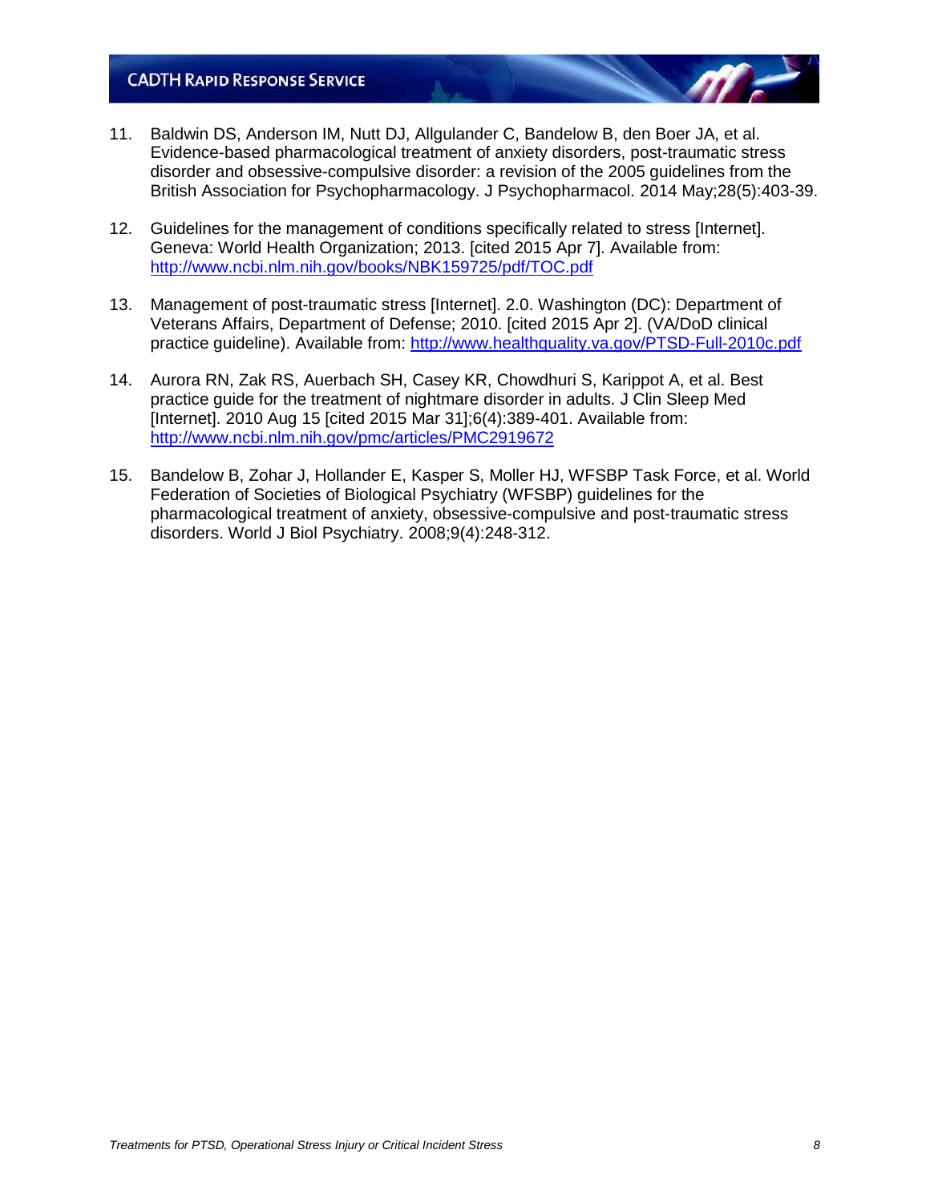11. Baldwin DS, Anderson IM, Nutt DJ, Allgulander C, Bandelow B, den Boer JA, et al. Evidence-based pharmacological treatment of anxiety disorders, post-traumatic stress disorder and obsessive-compulsive disorder: a revision of the 2005 guidelines from the British Association for Psychopharmacology. J Psychopharmacol. 2014 May;28(5):403-39.

12. Guidelines for the management of conditions specifically related to stress [Internet]. Geneva: World Health Organization; 2013. [cited 2015 Apr 7]. Available from: http://www.ncbi.nlm.nih.gov/books/NBK159725/pdf/TOC.pdf

13. Management of post-traumatic stress [Internet]. 2.0. Washington (DC): Department of Veterans Affairs, Department of Defense; 2010. [cited 2015 Apr 2]. (VA/DoD clinical practice guideline). Available from: http://www.healthquality.va.gov/PTSD-Full-2010c.pdf

14. Aurora RN, Zak RS, Auerbach SH, Casey KR, Chowdhuri S, Karippot A, et al. Best practice guide for the treatment of nightmare disorder in adults. J Clin Sleep Med [Internet]. 2010 Aug 15 [cited 2015 Mar 31];6(4):389-401. Available from: http://www.ncbi.nlm.nih.gov/pmc/articles/PMC2919672

15. Bandelow B, Zohar J, Hollander E, Kasper S, Moller HJ, WFSBP Task Force, et al. World Federation of Societies of Biological Psychiatry (WFSBP) guidelines for the pharmacological treatment of anxiety, obsessive-compulsive and post-traumatic stress disorders. World J Biol Psychiatry. 2008;9(4):248-312.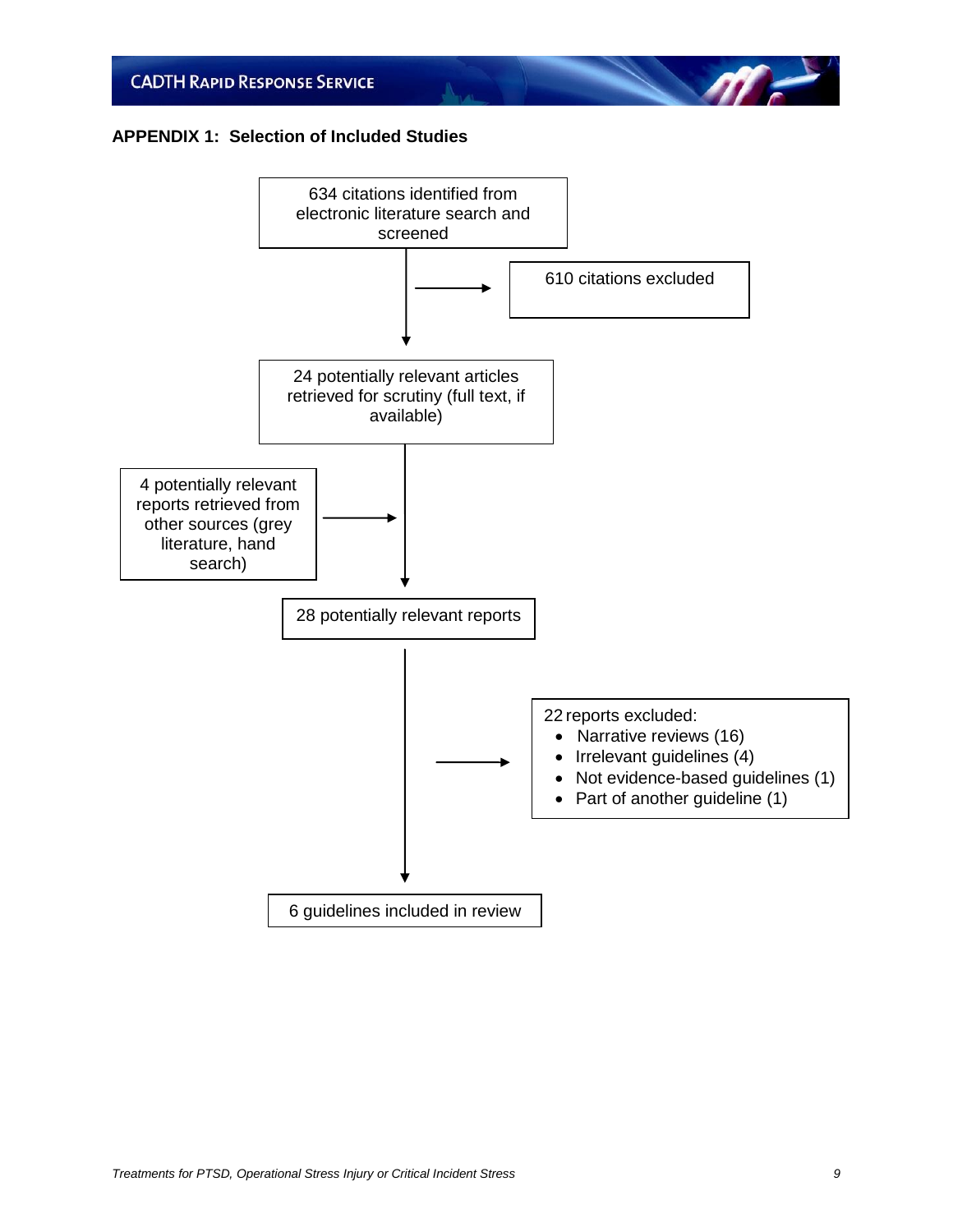## APPENDIX 1: Selection of Included Studies

634 citations identified from electronic literature search and screened

→ 610 citations excluded

24 potentially relevant articles retrieved for scrutiny (full text, if available)

4 potentially relevant reports retrieved from other sources (grey literature, hand search) →

28 potentially relevant reports

→ 22 reports excluded:

- Narrative reviews (16)
- Irrelevant guidelines (4)
- Not evidence-based guidelines (1)
- Part of another guideline (1)

6 guidelines included in review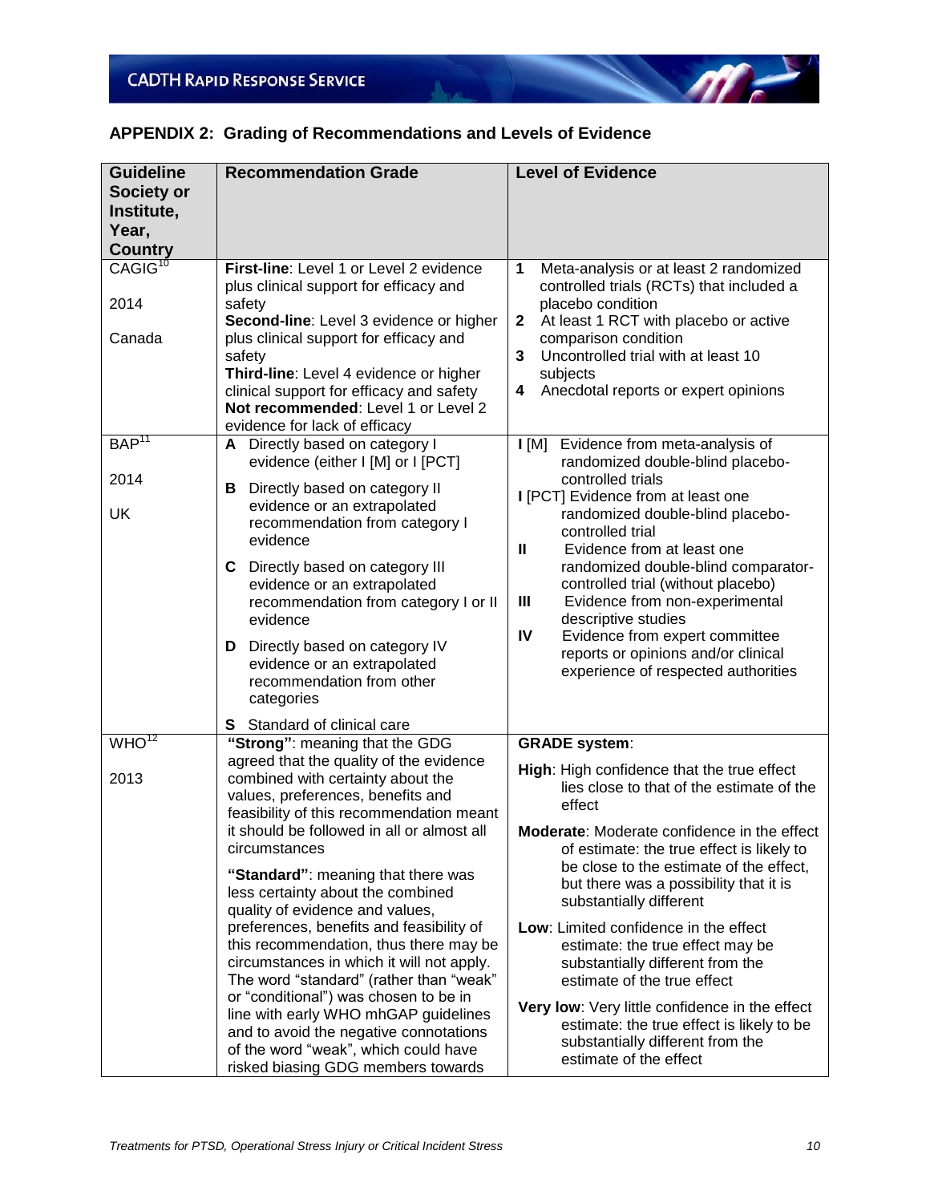## APPENDIX 2: Grading of Recommendations and Levels of Evidence

| Guideline Society or Institute, Year, Country | Recommendation Grade | Level of Evidence |
|---|---|---|
| CAGIG[10]<br><br>2014<br><br>Canada | **First-line**: Level 1 or Level 2 evidence plus clinical support for efficacy and safety<br>**Second-line**: Level 3 evidence or higher plus clinical support for efficacy and safety<br>**Third-line**: Level 4 evidence or higher clinical support for efficacy and safety<br>**Not recommended**: Level 1 or Level 2 evidence for lack of efficacy | **1** Meta-analysis or at least 2 randomized controlled trials (RCTs) that included a placebo condition<br>**2** At least 1 RCT with placebo or active comparison condition<br>**3** Uncontrolled trial with at least 10 subjects<br>**4** Anecdotal reports or expert opinions |
| BAP[11]<br><br>2014<br><br>UK | **A** Directly based on category I evidence (either I [M] or I [PCT]<br><br>**B** Directly based on category II evidence or an extrapolated recommendation from category I evidence<br><br>**C** Directly based on category III evidence or an extrapolated recommendation from category I or II evidence<br><br>**D** Directly based on category IV evidence or an extrapolated recommendation from other categories<br><br>**S** Standard of clinical care | **I** [M] Evidence from meta-analysis of randomized double-blind placebo-controlled trials<br>**I** [PCT] Evidence from at least one randomized double-blind placebo-controlled trial<br>**II** Evidence from at least one randomized double-blind comparator-controlled trial (without placebo)<br>**III** Evidence from non-experimental descriptive studies<br>**IV** Evidence from expert committee reports or opinions and/or clinical experience of respected authorities |
| WHO[12]<br><br>2013 | **"Strong"**: meaning that the GDG agreed that the quality of the evidence combined with certainty about the values, preferences, benefits and feasibility of this recommendation meant it should be followed in all or almost all circumstances<br><br>**"Standard"**: meaning that there was less certainty about the combined quality of evidence and values, preferences, benefits and feasibility of this recommendation, thus there may be circumstances in which it will not apply. The word "standard" (rather than "weak" or "conditional") was chosen to be in line with early WHO mhGAP guidelines and to avoid the negative connotations of the word "weak", which could have risked biasing GDG members towards | **GRADE system**:<br><br>**High**: High confidence that the true effect lies close to that of the estimate of the effect<br><br>**Moderate**: Moderate confidence in the effect of estimate: the true effect is likely to be close to the estimate of the effect, but there was a possibility that it is substantially different<br><br>**Low**: Limited confidence in the effect estimate: the true effect may be substantially different from the estimate of the true effect<br><br>**Very low**: Very little confidence in the effect estimate: the true effect is likely to be substantially different from the estimate of the effect |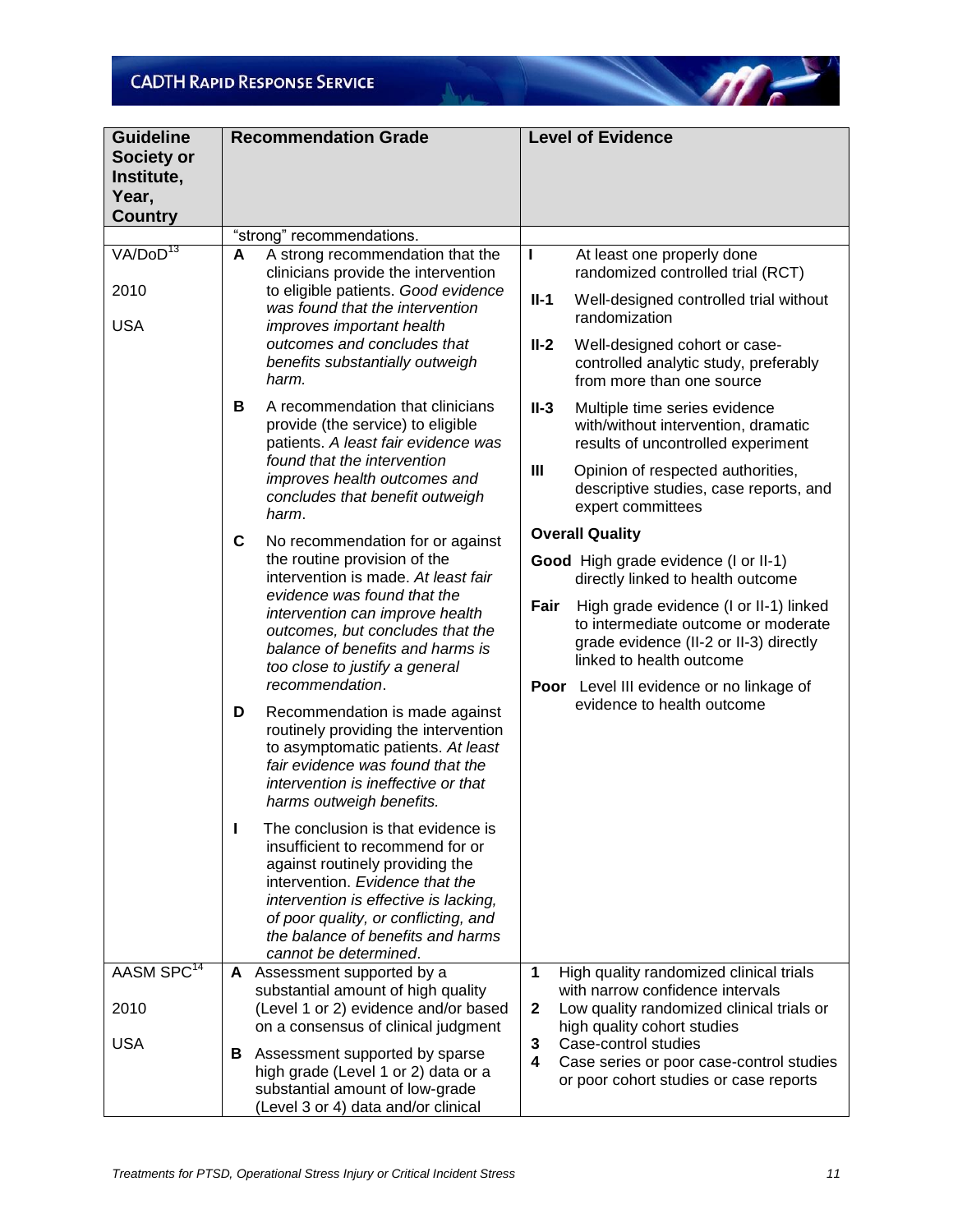| Guideline Society or Institute, Year, Country | Recommendation Grade | Level of Evidence |
|---|---|---|
| | "strong" recommendations. | |
| VA/DoD[13] 2010 USA | **A** A strong recommendation that the clinicians provide the intervention to eligible patients. *Good evidence was found that the intervention improves important health outcomes and concludes that benefits substantially outweigh harm.* <br> **B** A recommendation that clinicians provide (the service) to eligible patients. *A least fair evidence was found that the intervention improves health outcomes and concludes that benefit outweigh harm*. <br> **C** No recommendation for or against the routine provision of the intervention is made. *At least fair evidence was found that the intervention can improve health outcomes, but concludes that the balance of benefits and harms is too close to justify a general recommendation*. <br> **D** Recommendation is made against routinely providing the intervention to asymptomatic patients. *At least fair evidence was found that the intervention is ineffective or that harms outweigh benefits.* <br> **I** The conclusion is that evidence is insufficient to recommend for or against routinely providing the intervention. *Evidence that the intervention is effective is lacking, of poor quality, or conflicting, and the balance of benefits and harms cannot be determined*. | **I** At least one properly done randomized controlled trial (RCT) <br> **II-1** Well-designed controlled trial without randomization <br> **II-2** Well-designed cohort or case-controlled analytic study, preferably from more than one source <br> **II-3** Multiple time series evidence with/without intervention, dramatic results of uncontrolled experiment <br> **III** Opinion of respected authorities, descriptive studies, case reports, and expert committees <br> **Overall Quality** <br> **Good** High grade evidence (I or II-1) directly linked to health outcome <br> **Fair** High grade evidence (I or II-1) linked to intermediate outcome or moderate grade evidence (II-2 or II-3) directly linked to health outcome <br> **Poor** Level III evidence or no linkage of evidence to health outcome |
| AASM SPC[14] 2010 USA | **A** Assessment supported by a substantial amount of high quality (Level 1 or 2) evidence and/or based on a consensus of clinical judgment <br> **B** Assessment supported by sparse high grade (Level 1 or 2) data or a substantial amount of low-grade (Level 3 or 4) data and/or clinical | **1** High quality randomized clinical trials with narrow confidence intervals <br> **2** Low quality randomized clinical trials or high quality cohort studies <br> **3** Case-control studies <br> **4** Case series or poor case-control studies or poor cohort studies or case reports |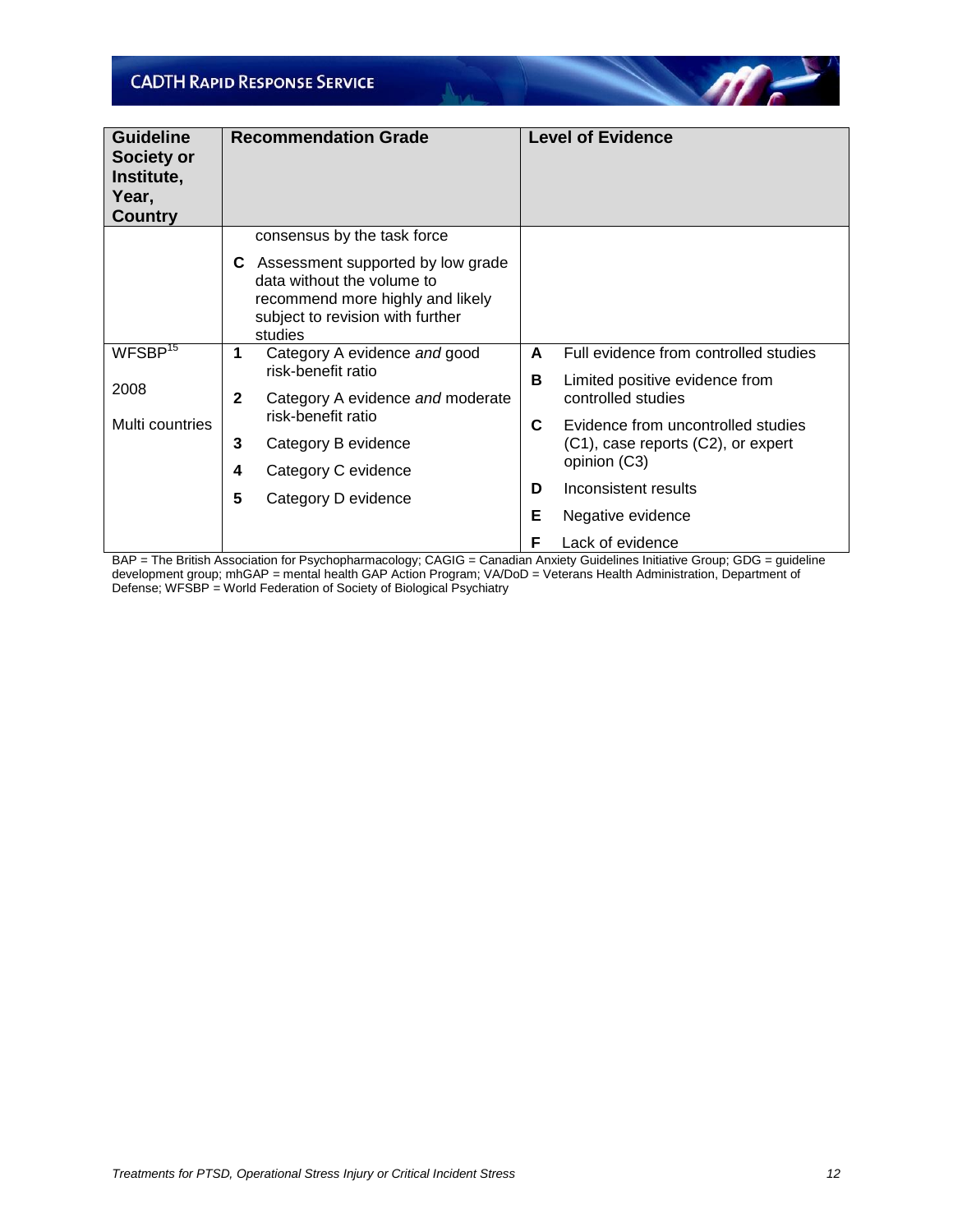| Guideline Society or Institute, Year, Country | Recommendation Grade | Level of Evidence |
|---|---|---|
| | consensus by the task force<br><br>**C** Assessment supported by low grade data without the volume to recommend more highly and likely subject to revision with further studies | |
| WFSBP[15]<br><br>2008<br><br>Multi countries | **1** Category A evidence *and* good risk-benefit ratio<br><br>**2** Category A evidence *and* moderate risk-benefit ratio<br><br>**3** Category B evidence<br><br>**4** Category C evidence<br><br>**5** Category D evidence | **A** Full evidence from controlled studies<br><br>**B** Limited positive evidence from controlled studies<br><br>**C** Evidence from uncontrolled studies (C1), case reports (C2), or expert opinion (C3)<br><br>**D** Inconsistent results<br><br>**E** Negative evidence<br><br>**F** Lack of evidence |

BAP = The British Association for Psychopharmacology; CAGIG = Canadian Anxiety Guidelines Initiative Group; GDG = guideline development group; mhGAP = mental health GAP Action Program; VA/DoD = Veterans Health Administration, Department of Defense; WFSBP = World Federation of Society of Biological Psychiatry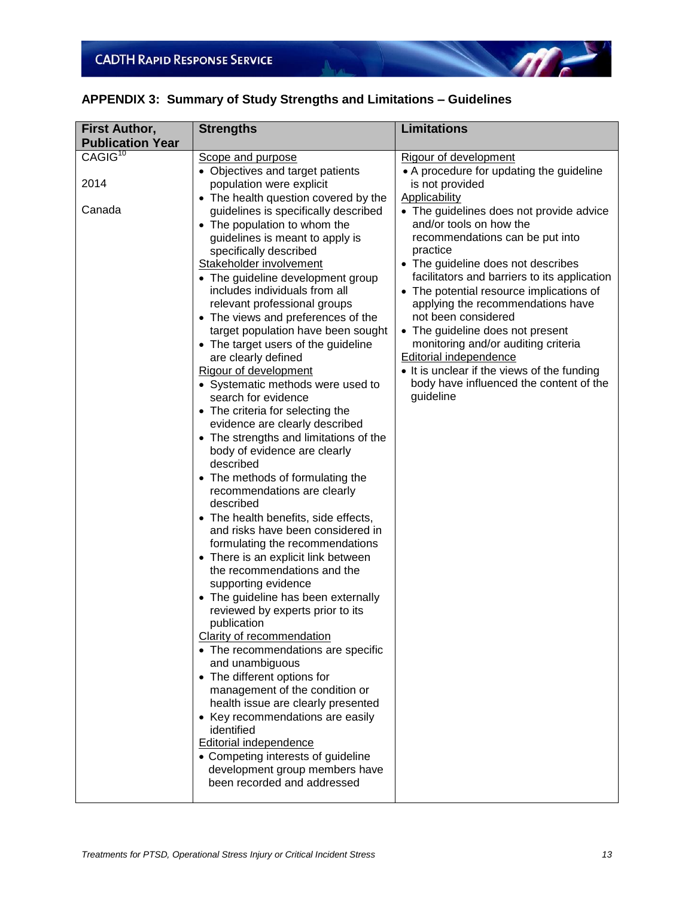## APPENDIX 3: Summary of Study Strengths and Limitations – Guidelines

| First Author, Publication Year | Strengths | Limitations |
|---|---|---|
| CAGIG[10]<br><br>2014<br><br>Canada | Scope and purpose<br>• Objectives and target patients population were explicit<br>• The health question covered by the guidelines is specifically described<br>• The population to whom the guidelines is meant to apply is specifically described<br>Stakeholder involvement<br>• The guideline development group includes individuals from all relevant professional groups<br>• The views and preferences of the target population have been sought<br>• The target users of the guideline are clearly defined<br>Rigour of development<br>• Systematic methods were used to search for evidence<br>• The criteria for selecting the evidence are clearly described<br>• The strengths and limitations of the body of evidence are clearly described<br>• The methods of formulating the recommendations are clearly described<br>• The health benefits, side effects, and risks have been considered in formulating the recommendations<br>• There is an explicit link between the recommendations and the supporting evidence<br>• The guideline has been externally reviewed by experts prior to its publication<br>Clarity of recommendation<br>• The recommendations are specific and unambiguous<br>• The different options for management of the condition or health issue are clearly presented<br>• Key recommendations are easily identified<br>Editorial independence<br>• Competing interests of guideline development group members have been recorded and addressed | Rigour of development<br>• A procedure for updating the guideline is not provided<br>Applicability<br>• The guidelines does not provide advice and/or tools on how the recommendations can be put into practice<br>• The guideline does not describes facilitators and barriers to its application<br>• The potential resource implications of applying the recommendations have not been considered<br>• The guideline does not present monitoring and/or auditing criteria<br>Editorial independence<br>• It is unclear if the views of the funding body have influenced the content of the guideline |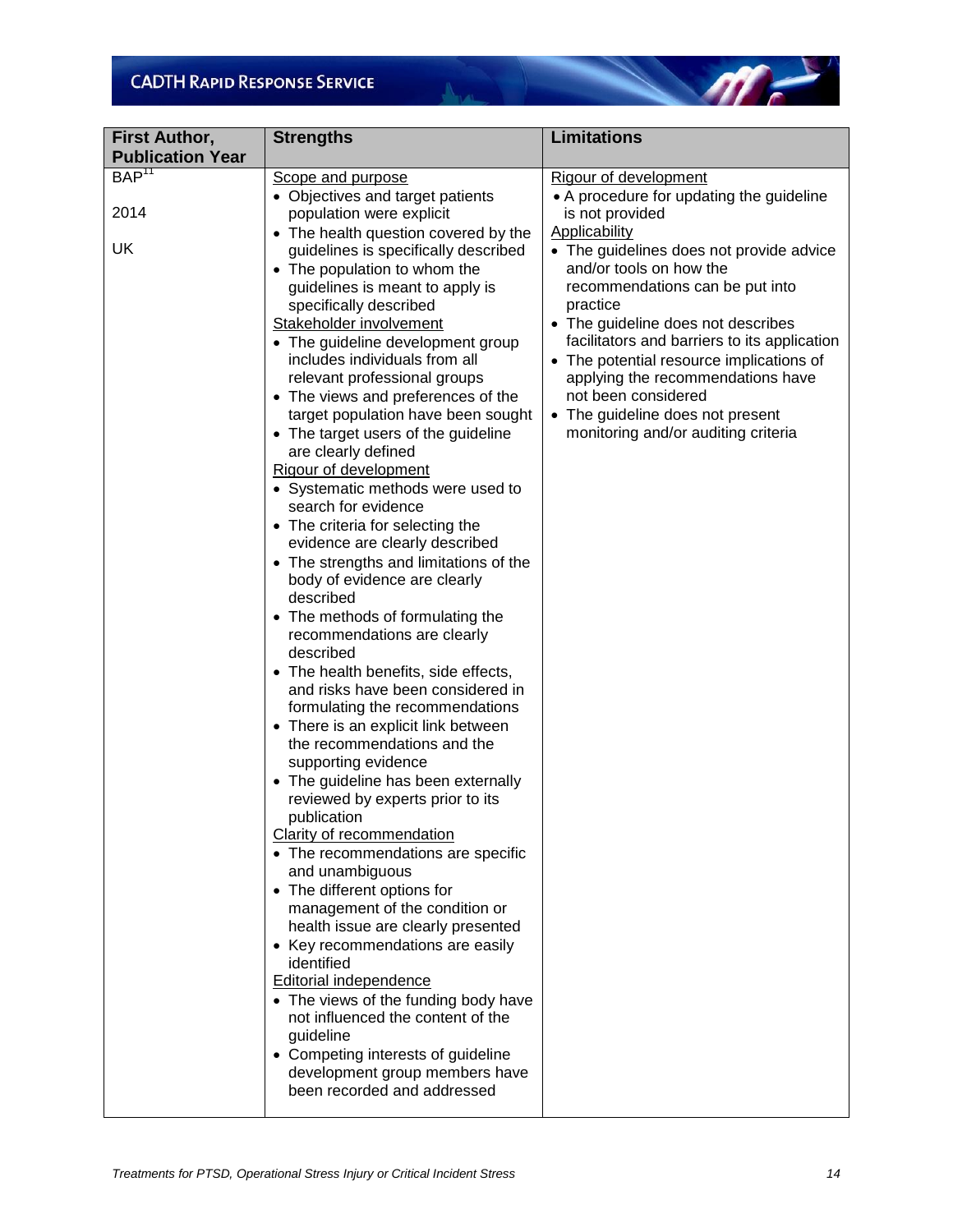| First Author, Publication Year | Strengths | Limitations |
|---|---|---|
| BAP[11]<br><br>2014<br><br>UK | Scope and purpose<br>• Objectives and target patients population were explicit<br>• The health question covered by the guidelines is specifically described<br>• The population to whom the guidelines is meant to apply is specifically described<br>Stakeholder involvement<br>• The guideline development group includes individuals from all relevant professional groups<br>• The views and preferences of the target population have been sought<br>• The target users of the guideline are clearly defined<br>Rigour of development<br>• Systematic methods were used to search for evidence<br>• The criteria for selecting the evidence are clearly described<br>• The strengths and limitations of the body of evidence are clearly described<br>• The methods of formulating the recommendations are clearly described<br>• The health benefits, side effects, and risks have been considered in formulating the recommendations<br>• There is an explicit link between the recommendations and the supporting evidence<br>• The guideline has been externally reviewed by experts prior to its publication<br>Clarity of recommendation<br>• The recommendations are specific and unambiguous<br>• The different options for management of the condition or health issue are clearly presented<br>• Key recommendations are easily identified<br>Editorial independence<br>• The views of the funding body have not influenced the content of the guideline<br>• Competing interests of guideline development group members have been recorded and addressed | Rigour of development<br>• A procedure for updating the guideline is not provided<br>Applicability<br>• The guidelines does not provide advice and/or tools on how the recommendations can be put into practice<br>• The guideline does not describes facilitators and barriers to its application<br>• The potential resource implications of applying the recommendations have not been considered<br>• The guideline does not present monitoring and/or auditing criteria |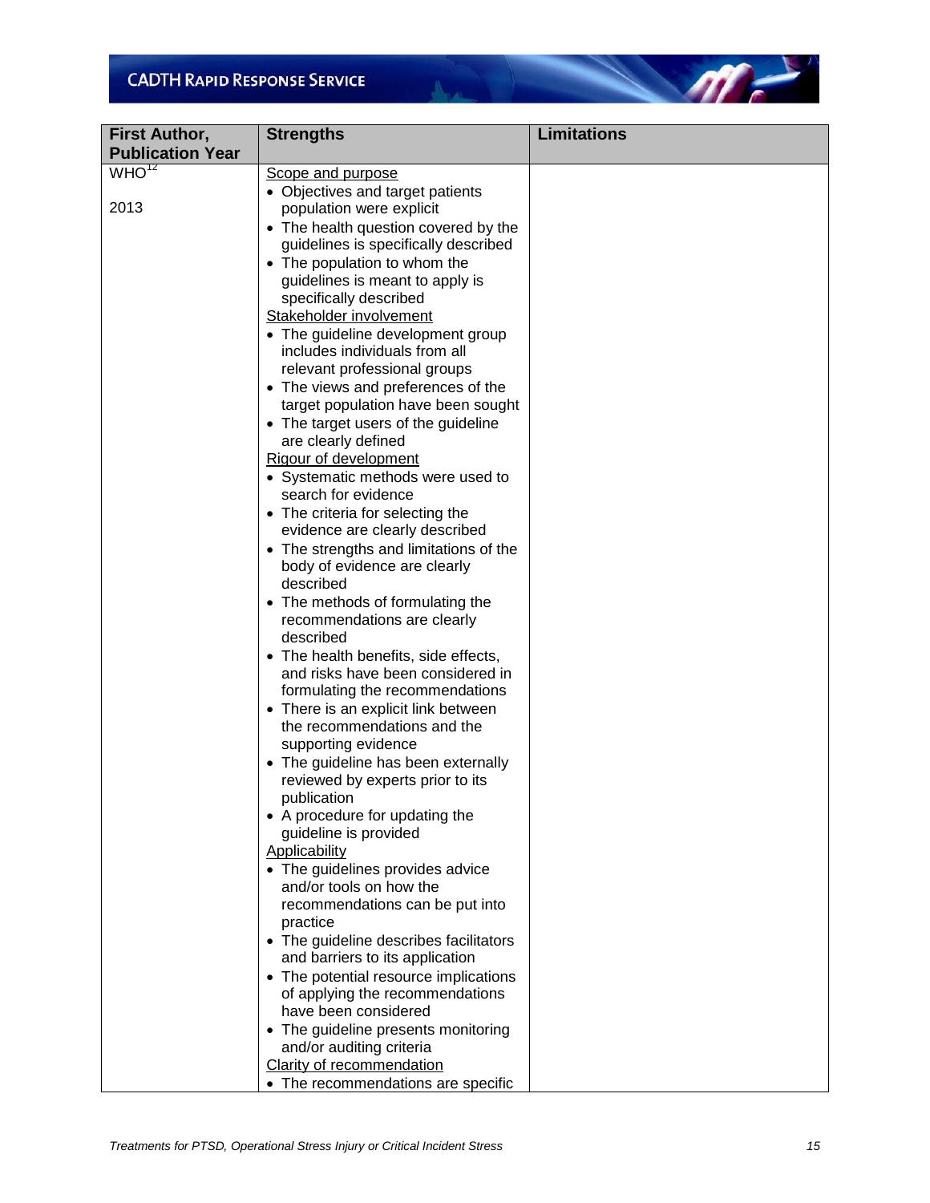| First Author, Publication Year | Strengths | Limitations |
|---|---|---|
| WHO[12]<br><br>2013 | Scope and purpose<br>• Objectives and target patients population were explicit<br>• The health question covered by the guidelines is specifically described<br>• The population to whom the guidelines is meant to apply is specifically described<br>Stakeholder involvement<br>• The guideline development group includes individuals from all relevant professional groups<br>• The views and preferences of the target population have been sought<br>• The target users of the guideline are clearly defined<br>Rigour of development<br>• Systematic methods were used to search for evidence<br>• The criteria for selecting the evidence are clearly described<br>• The strengths and limitations of the body of evidence are clearly described<br>• The methods of formulating the recommendations are clearly described<br>• The health benefits, side effects, and risks have been considered in formulating the recommendations<br>• There is an explicit link between the recommendations and the supporting evidence<br>• The guideline has been externally reviewed by experts prior to its publication<br>• A procedure for updating the guideline is provided<br>Applicability<br>• The guidelines provides advice and/or tools on how the recommendations can be put into practice<br>• The guideline describes facilitators and barriers to its application<br>• The potential resource implications of applying the recommendations have been considered<br>• The guideline presents monitoring and/or auditing criteria<br>Clarity of recommendation<br>• The recommendations are specific | |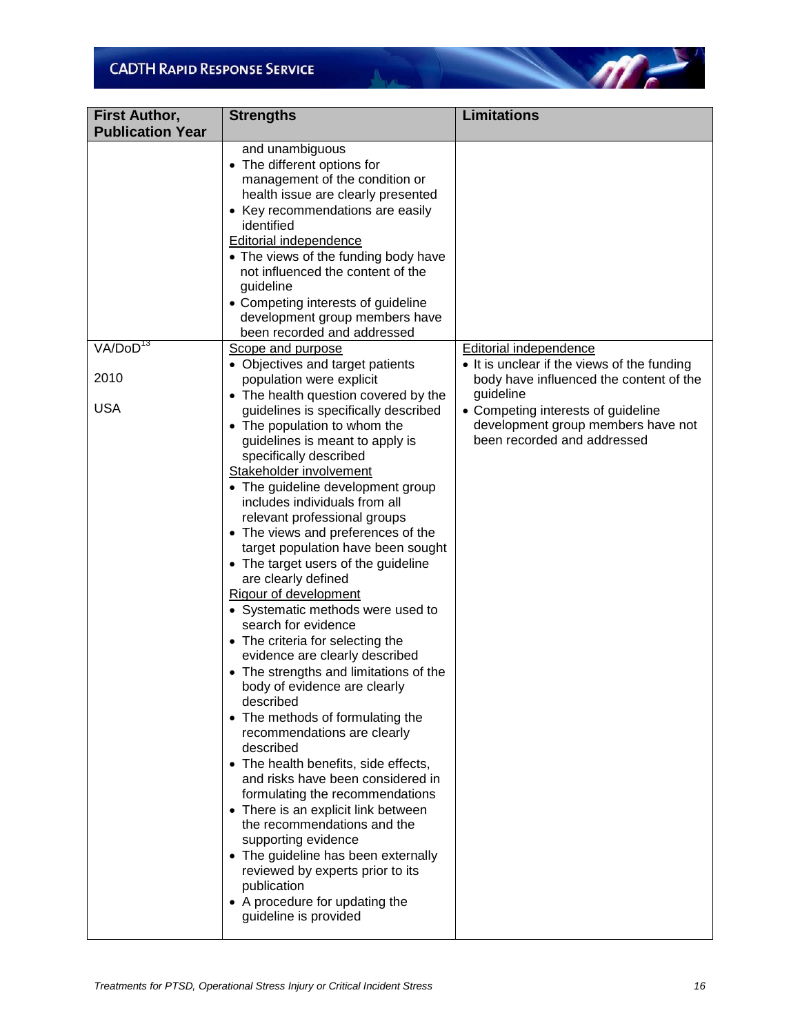| First Author, Publication Year | Strengths | Limitations |
|---|---|---|
| | and unambiguous<br>• The different options for management of the condition or health issue are clearly presented<br>• Key recommendations are easily identified<br>Editorial independence<br>• The views of the funding body have not influenced the content of the guideline<br>• Competing interests of guideline development group members have been recorded and addressed | |
| VA/DoD[13]<br><br>2010<br><br>USA | Scope and purpose<br>• Objectives and target patients population were explicit<br>• The health question covered by the guidelines is specifically described<br>• The population to whom the guidelines is meant to apply is specifically described<br>Stakeholder involvement<br>• The guideline development group includes individuals from all relevant professional groups<br>• The views and preferences of the target population have been sought<br>• The target users of the guideline are clearly defined<br>Rigour of development<br>• Systematic methods were used to search for evidence<br>• The criteria for selecting the evidence are clearly described<br>• The strengths and limitations of the body of evidence are clearly described<br>• The methods of formulating the recommendations are clearly described<br>• The health benefits, side effects, and risks have been considered in formulating the recommendations<br>• There is an explicit link between the recommendations and the supporting evidence<br>• The guideline has been externally reviewed by experts prior to its publication<br>• A procedure for updating the guideline is provided | Editorial independence<br>• It is unclear if the views of the funding body have influenced the content of the guideline<br>• Competing interests of guideline development group members have not been recorded and addressed |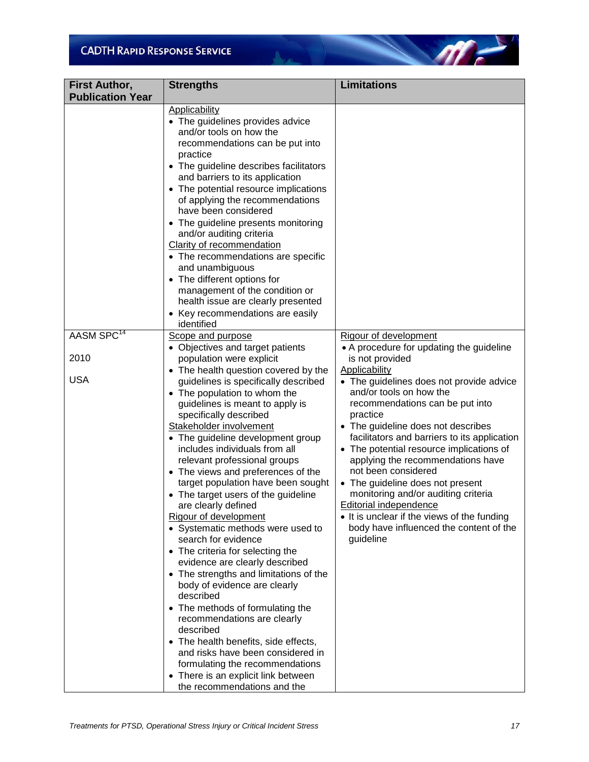| First Author, Publication Year | Strengths | Limitations |
|---|---|---|
| | Applicability<br>• The guidelines provides advice and/or tools on how the recommendations can be put into practice<br>• The guideline describes facilitators and barriers to its application<br>• The potential resource implications of applying the recommendations have been considered<br>• The guideline presents monitoring and/or auditing criteria<br>Clarity of recommendation<br>• The recommendations are specific and unambiguous<br>• The different options for management of the condition or health issue are clearly presented<br>• Key recommendations are easily identified | |
| AASM SPC[14]<br><br>2010<br><br>USA | Scope and purpose<br>• Objectives and target patients population were explicit<br>• The health question covered by the guidelines is specifically described<br>• The population to whom the guidelines is meant to apply is specifically described<br>Stakeholder involvement<br>• The guideline development group includes individuals from all relevant professional groups<br>• The views and preferences of the target population have been sought<br>• The target users of the guideline are clearly defined<br>Rigour of development<br>• Systematic methods were used to search for evidence<br>• The criteria for selecting the evidence are clearly described<br>• The strengths and limitations of the body of evidence are clearly described<br>• The methods of formulating the recommendations are clearly described<br>• The health benefits, side effects, and risks have been considered in formulating the recommendations<br>• There is an explicit link between the recommendations and the | Rigour of development<br>• A procedure for updating the guideline is not provided<br>Applicability<br>• The guidelines does not provide advice and/or tools on how the recommendations can be put into practice<br>• The guideline does not describes facilitators and barriers to its application<br>• The potential resource implications of applying the recommendations have not been considered<br>• The guideline does not present monitoring and/or auditing criteria<br>Editorial independence<br>• It is unclear if the views of the funding body have influenced the content of the guideline |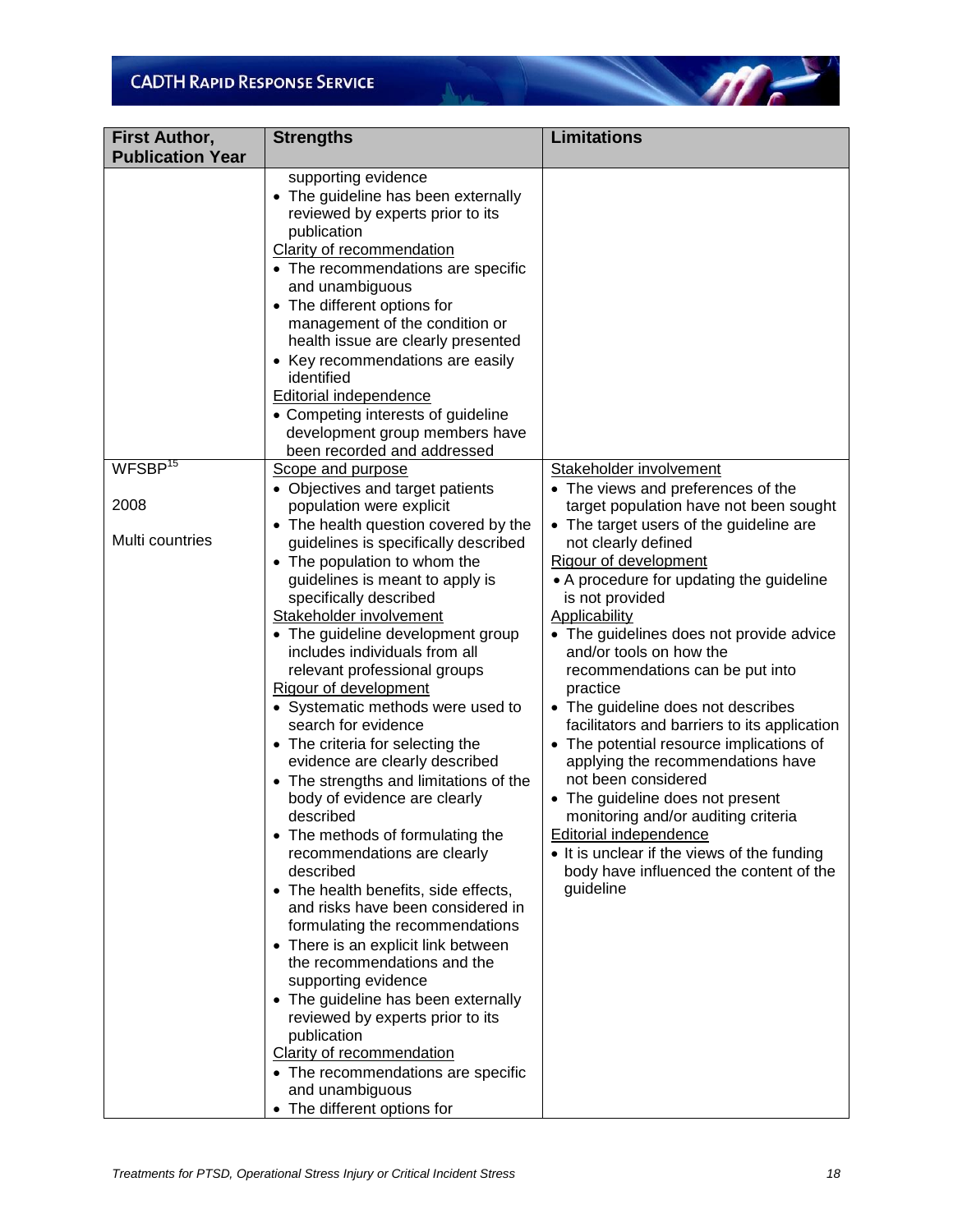| First Author, Publication Year | Strengths | Limitations |
|---|---|---|
| | supporting evidence<br>• The guideline has been externally reviewed by experts prior to its publication<br>Clarity of recommendation<br>• The recommendations are specific and unambiguous<br>• The different options for management of the condition or health issue are clearly presented<br>• Key recommendations are easily identified<br>Editorial independence<br>• Competing interests of guideline development group members have been recorded and addressed | |
| WFSBP[15]<br><br>2008<br><br>Multi countries | Scope and purpose<br>• Objectives and target patients population were explicit<br>• The health question covered by the guidelines is specifically described<br>• The population to whom the guidelines is meant to apply is specifically described<br>Stakeholder involvement<br>• The guideline development group includes individuals from all relevant professional groups<br>Rigour of development<br>• Systematic methods were used to search for evidence<br>• The criteria for selecting the evidence are clearly described<br>• The strengths and limitations of the body of evidence are clearly described<br>• The methods of formulating the recommendations are clearly described<br>• The health benefits, side effects, and risks have been considered in formulating the recommendations<br>• There is an explicit link between the recommendations and the supporting evidence<br>• The guideline has been externally reviewed by experts prior to its publication<br>Clarity of recommendation<br>• The recommendations are specific and unambiguous<br>• The different options for | Stakeholder involvement<br>• The views and preferences of the target population have not been sought<br>• The target users of the guideline are not clearly defined<br>Rigour of development<br>• A procedure for updating the guideline is not provided<br>Applicability<br>• The guidelines does not provide advice and/or tools on how the recommendations can be put into practice<br>• The guideline does not describes facilitators and barriers to its application<br>• The potential resource implications of applying the recommendations have not been considered<br>• The guideline does not present monitoring and/or auditing criteria<br>Editorial independence<br>• It is unclear if the views of the funding body have influenced the content of the guideline |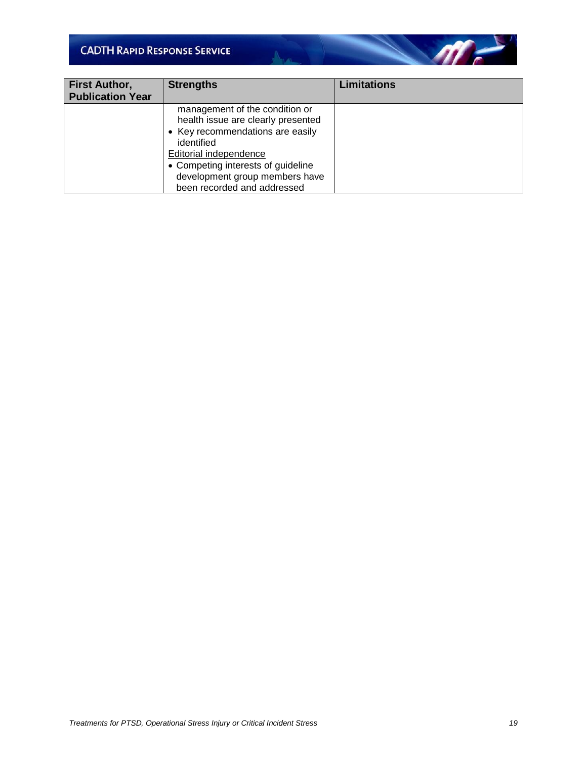| First Author, Publication Year | Strengths | Limitations |
| --- | --- | --- |
| | management of the condition or health issue are clearly presented<br>• Key recommendations are easily identified<br>Editorial independence<br>• Competing interests of guideline development group members have been recorded and addressed | |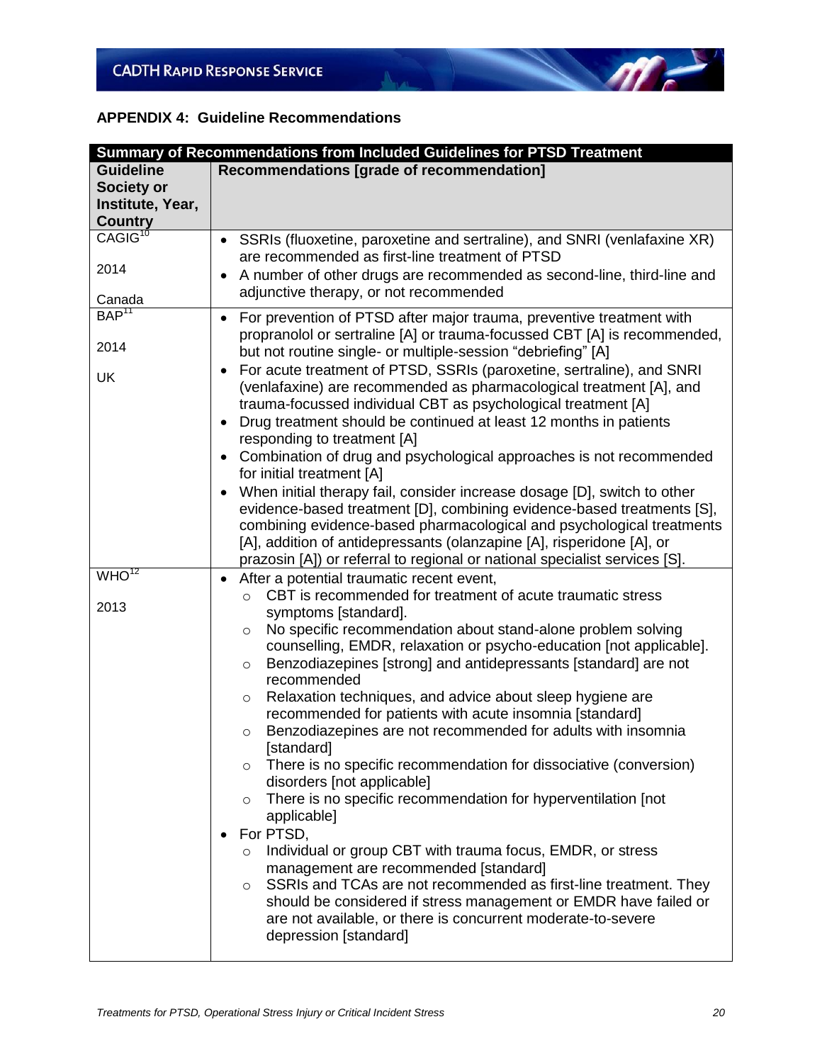## APPENDIX 4: Guideline Recommendations

| Summary of Recommendations from Included Guidelines for PTSD Treatment | |
|---|---|
| **Guideline Society or Institute, Year, Country** | **Recommendations [grade of recommendation]** |
| CAGIG[10]<br><br>2014<br><br>Canada | • SSRIs (fluoxetine, paroxetine and sertraline), and SNRI (venlafaxine XR) are recommended as first-line treatment of PTSD<br>• A number of other drugs are recommended as second-line, third-line and adjunctive therapy, or not recommended |
| BAP[11]<br><br>2014<br><br>UK | • For prevention of PTSD after major trauma, preventive treatment with propranolol or sertraline [A] or trauma-focussed CBT [A] is recommended, but not routine single- or multiple-session "debriefing" [A]<br>• For acute treatment of PTSD, SSRIs (paroxetine, sertraline), and SNRI (venlafaxine) are recommended as pharmacological treatment [A], and trauma-focussed individual CBT as psychological treatment [A]<br>• Drug treatment should be continued at least 12 months in patients responding to treatment [A]<br>• Combination of drug and psychological approaches is not recommended for initial treatment [A]<br>• When initial therapy fail, consider increase dosage [D], switch to other evidence-based treatment [D], combining evidence-based treatments [S], combining evidence-based pharmacological and psychological treatments [A], addition of antidepressants (olanzapine [A], risperidone [A], or prazosin [A]) or referral to regional or national specialist services [S]. |
| WHO[12]<br><br>2013 | • After a potential traumatic recent event,<br>&nbsp;&nbsp;○ CBT is recommended for treatment of acute traumatic stress symptoms [standard].<br>&nbsp;&nbsp;○ No specific recommendation about stand-alone problem solving counselling, EMDR, relaxation or psycho-education [not applicable].<br>&nbsp;&nbsp;○ Benzodiazepines [strong] and antidepressants [standard] are not recommended<br>&nbsp;&nbsp;○ Relaxation techniques, and advice about sleep hygiene are recommended for patients with acute insomnia [standard]<br>&nbsp;&nbsp;○ Benzodiazepines are not recommended for adults with insomnia [standard]<br>&nbsp;&nbsp;○ There is no specific recommendation for dissociative (conversion) disorders [not applicable]<br>&nbsp;&nbsp;○ There is no specific recommendation for hyperventilation [not applicable]<br>• For PTSD,<br>&nbsp;&nbsp;○ Individual or group CBT with trauma focus, EMDR, or stress management are recommended [standard]<br>&nbsp;&nbsp;○ SSRIs and TCAs are not recommended as first-line treatment. They should be considered if stress management or EMDR have failed or are not available, or there is concurrent moderate-to-severe depression [standard] |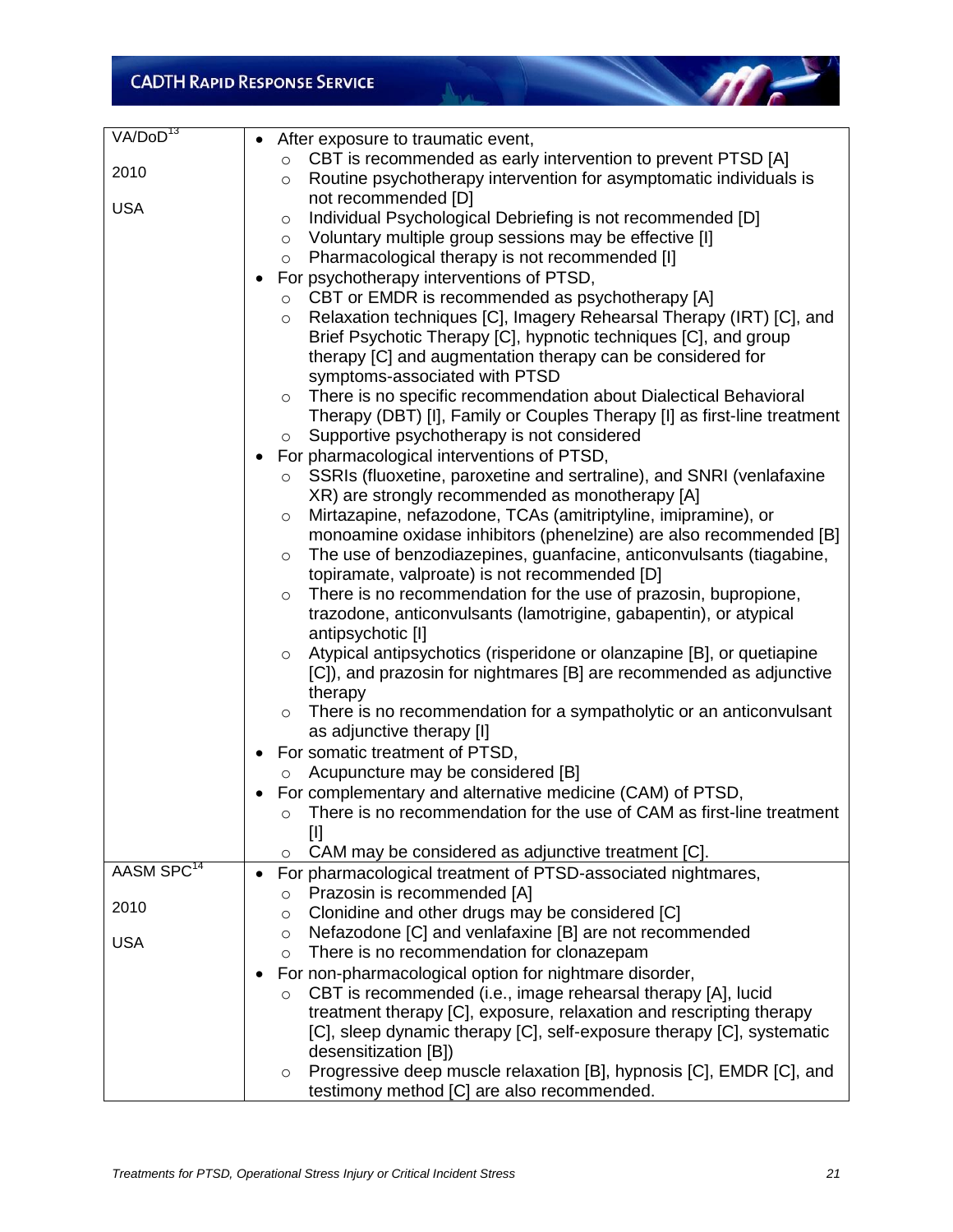| | |
|---|---|
| VA/DoD[13]<br><br>2010<br><br>USA | • After exposure to traumatic event,<br>&nbsp;&nbsp;○ CBT is recommended as early intervention to prevent PTSD [A]<br>&nbsp;&nbsp;○ Routine psychotherapy intervention for asymptomatic individuals is not recommended [D]<br>&nbsp;&nbsp;○ Individual Psychological Debriefing is not recommended [D]<br>&nbsp;&nbsp;○ Voluntary multiple group sessions may be effective [I]<br>&nbsp;&nbsp;○ Pharmacological therapy is not recommended [I]<br>• For psychotherapy interventions of PTSD,<br>&nbsp;&nbsp;○ CBT or EMDR is recommended as psychotherapy [A]<br>&nbsp;&nbsp;○ Relaxation techniques [C], Imagery Rehearsal Therapy (IRT) [C], and Brief Psychotic Therapy [C], hypnotic techniques [C], and group therapy [C] and augmentation therapy can be considered for symptoms-associated with PTSD<br>&nbsp;&nbsp;○ There is no specific recommendation about Dialectical Behavioral Therapy (DBT) [I], Family or Couples Therapy [I] as first-line treatment<br>&nbsp;&nbsp;○ Supportive psychotherapy is not considered<br>• For pharmacological interventions of PTSD,<br>&nbsp;&nbsp;○ SSRIs (fluoxetine, paroxetine and sertraline), and SNRI (venlafaxine XR) are strongly recommended as monotherapy [A]<br>&nbsp;&nbsp;○ Mirtazapine, nefazodone, TCAs (amitriptyline, imipramine), or monoamine oxidase inhibitors (phenelzine) are also recommended [B]<br>&nbsp;&nbsp;○ The use of benzodiazepines, guanfacine, anticonvulsants (tiagabine, topiramate, valproate) is not recommended [D]<br>&nbsp;&nbsp;○ There is no recommendation for the use of prazosin, bupropione, trazodone, anticonvulsants (lamotrigine, gabapentin), or atypical antipsychotic [I]<br>&nbsp;&nbsp;○ Atypical antipsychotics (risperidone or olanzapine [B], or quetiapine [C]), and prazosin for nightmares [B] are recommended as adjunctive therapy<br>&nbsp;&nbsp;○ There is no recommendation for a sympatholytic or an anticonvulsant as adjunctive therapy [I]<br>• For somatic treatment of PTSD,<br>&nbsp;&nbsp;○ Acupuncture may be considered [B]<br>• For complementary and alternative medicine (CAM) of PTSD,<br>&nbsp;&nbsp;○ There is no recommendation for the use of CAM as first-line treatment [I]<br>&nbsp;&nbsp;○ CAM may be considered as adjunctive treatment [C]. |
| AASM SPC[14]<br><br>2010<br><br>USA | • For pharmacological treatment of PTSD-associated nightmares,<br>&nbsp;&nbsp;○ Prazosin is recommended [A]<br>&nbsp;&nbsp;○ Clonidine and other drugs may be considered [C]<br>&nbsp;&nbsp;○ Nefazodone [C] and venlafaxine [B] are not recommended<br>&nbsp;&nbsp;○ There is no recommendation for clonazepam<br>• For non-pharmacological option for nightmare disorder,<br>&nbsp;&nbsp;○ CBT is recommended (i.e., image rehearsal therapy [A], lucid treatment therapy [C], exposure, relaxation and rescripting therapy [C], sleep dynamic therapy [C], self-exposure therapy [C], systematic desensitization [B])<br>&nbsp;&nbsp;○ Progressive deep muscle relaxation [B], hypnosis [C], EMDR [C], and testimony method [C] are also recommended. |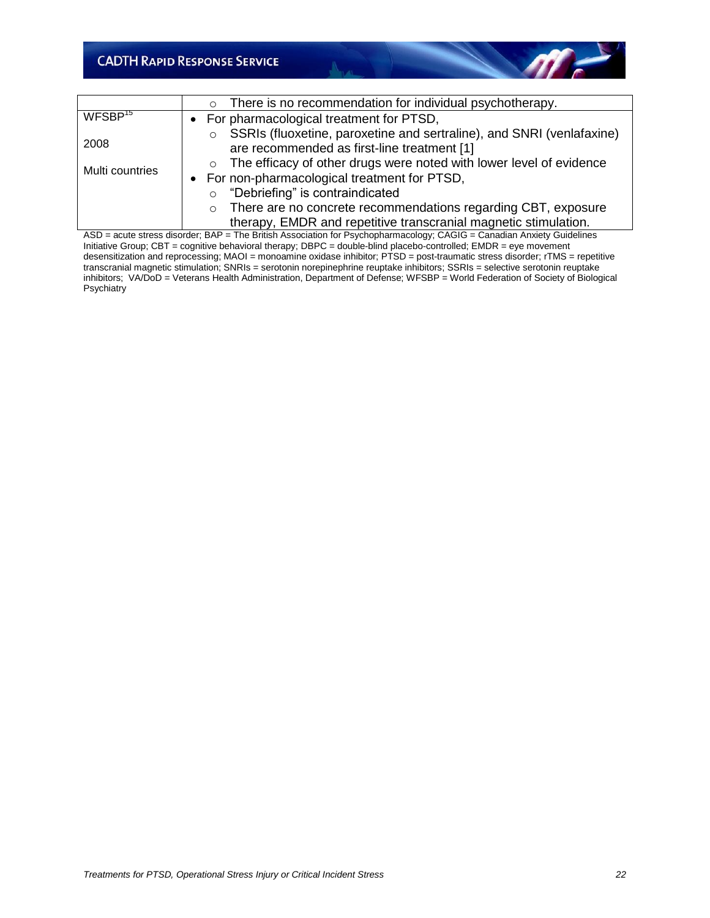| | |
|---|---|
| | ○ There is no recommendation for individual psychotherapy. |
| WFSBP[15]<br><br>2008<br><br>Multi countries | • For pharmacological treatment for PTSD,<br>○ SSRIs (fluoxetine, paroxetine and sertraline), and SNRI (venlafaxine) are recommended as first-line treatment [1]<br>○ The efficacy of other drugs were noted with lower level of evidence<br>• For non-pharmacological treatment for PTSD,<br>○ "Debriefing" is contraindicated<br>○ There are no concrete recommendations regarding CBT, exposure therapy, EMDR and repetitive transcranial magnetic stimulation. |

ASD = acute stress disorder; BAP = The British Association for Psychopharmacology; CAGIG = Canadian Anxiety Guidelines Initiative Group; CBT = cognitive behavioral therapy; DBPC = double-blind placebo-controlled; EMDR = eye movement desensitization and reprocessing; MAOI = monoamine oxidase inhibitor; PTSD = post-traumatic stress disorder; rTMS = repetitive transcranial magnetic stimulation; SNRIs = serotonin norepinephrine reuptake inhibitors; SSRIs = selective serotonin reuptake inhibitors; VA/DoD = Veterans Health Administration, Department of Defense; WFSBP = World Federation of Society of Biological Psychiatry